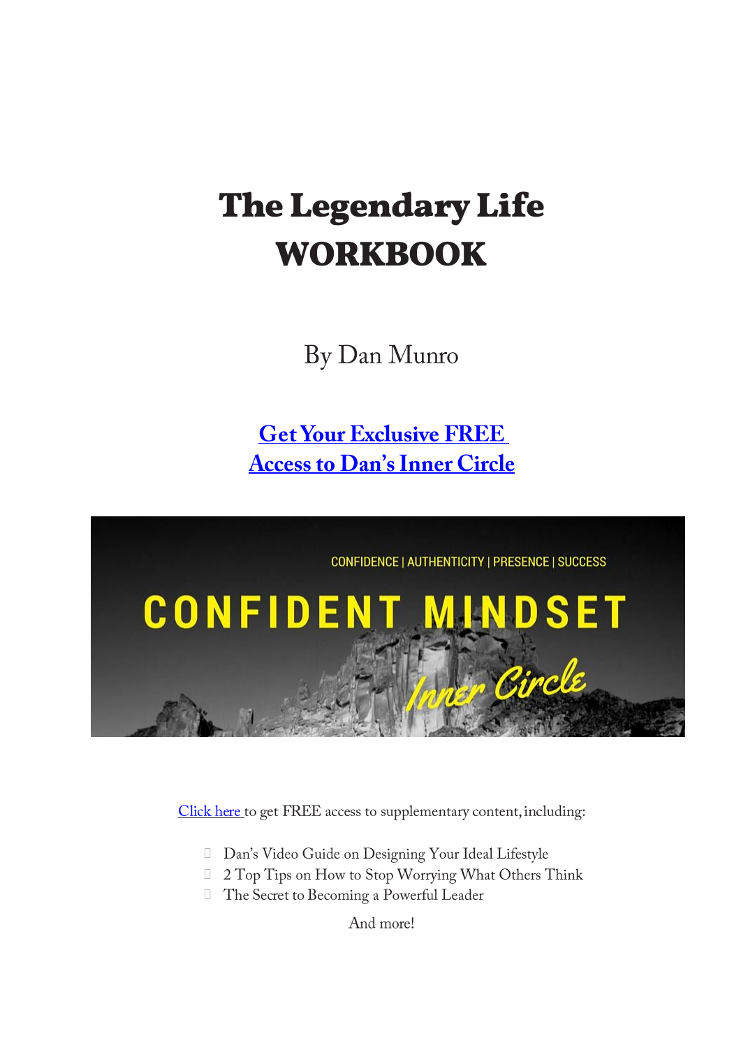# The Legendary Life WORKBOOK

By Dan Munro

**Get Your Exclusive FREE Access to Dan's Inner Circle**

Click here to get FREE access to supplementary content, including:

- Dan's Video Guide on Designing Your Ideal Lifestyle
- 2 Top Tips on How to Stop Worrying What Others Think
- The Secret to Becoming a Powerful Leader

And more!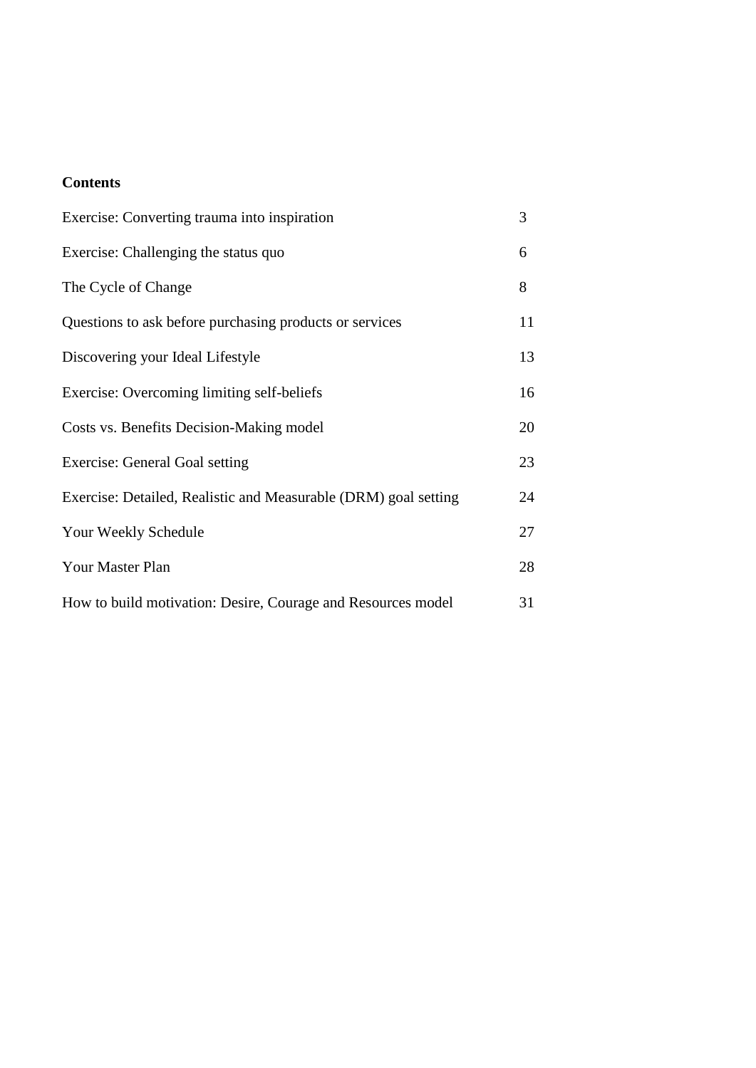**Contents**

| | |
|---|---|
| Exercise: Converting trauma into inspiration | 3 |
| Exercise: Challenging the status quo | 6 |
| The Cycle of Change | 8 |
| Questions to ask before purchasing products or services | 11 |
| Discovering your Ideal Lifestyle | 13 |
| Exercise: Overcoming limiting self-beliefs | 16 |
| Costs vs. Benefits Decision-Making model | 20 |
| Exercise: General Goal setting | 23 |
| Exercise: Detailed, Realistic and Measurable (DRM) goal setting | 24 |
| Your Weekly Schedule | 27 |
| Your Master Plan | 28 |
| How to build motivation: Desire, Courage and Resources model | 31 |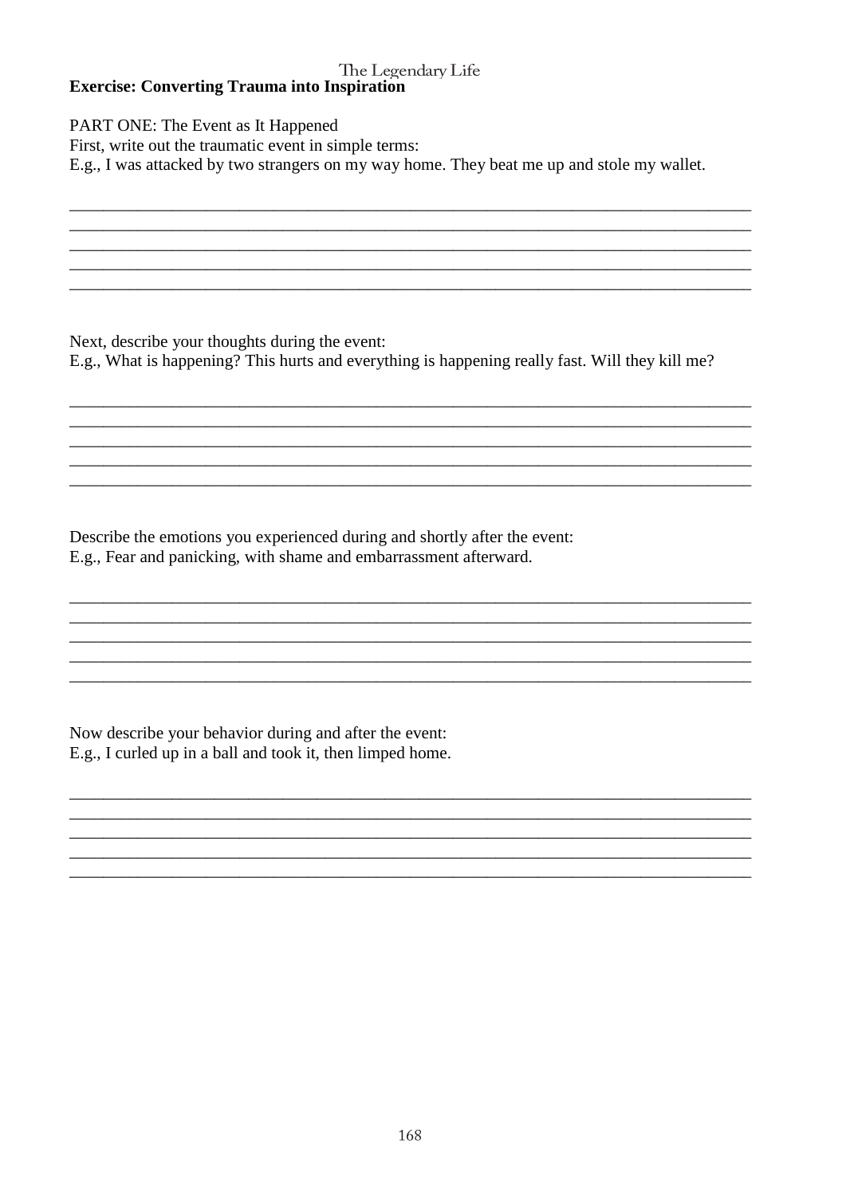## Exercise: Converting Trauma into Inspiration

PART ONE: The Event as It Happened

First, write out the traumatic event in simple terms:

E.g., I was attacked by two strangers on my way home. They beat me up and stole my wallet.

\_\_\_\_\_\_\_\_\_\_\_\_\_\_\_\_\_\_\_\_\_\_\_\_\_\_\_\_\_\_\_\_\_\_\_\_\_\_\_\_\_\_\_\_\_\_\_\_\_\_\_\_\_\_\_\_\_\_\_\_\_\_\_\_\_\_\_\_\_\_\_\_\_\_\_\_
\_\_\_\_\_\_\_\_\_\_\_\_\_\_\_\_\_\_\_\_\_\_\_\_\_\_\_\_\_\_\_\_\_\_\_\_\_\_\_\_\_\_\_\_\_\_\_\_\_\_\_\_\_\_\_\_\_\_\_\_\_\_\_\_\_\_\_\_\_\_\_\_\_\_\_\_
\_\_\_\_\_\_\_\_\_\_\_\_\_\_\_\_\_\_\_\_\_\_\_\_\_\_\_\_\_\_\_\_\_\_\_\_\_\_\_\_\_\_\_\_\_\_\_\_\_\_\_\_\_\_\_\_\_\_\_\_\_\_\_\_\_\_\_\_\_\_\_\_\_\_\_\_
\_\_\_\_\_\_\_\_\_\_\_\_\_\_\_\_\_\_\_\_\_\_\_\_\_\_\_\_\_\_\_\_\_\_\_\_\_\_\_\_\_\_\_\_\_\_\_\_\_\_\_\_\_\_\_\_\_\_\_\_\_\_\_\_\_\_\_\_\_\_\_\_\_\_\_\_
\_\_\_\_\_\_\_\_\_\_\_\_\_\_\_\_\_\_\_\_\_\_\_\_\_\_\_\_\_\_\_\_\_\_\_\_\_\_\_\_\_\_\_\_\_\_\_\_\_\_\_\_\_\_\_\_\_\_\_\_\_\_\_\_\_\_\_\_\_\_\_\_\_\_\_\_

Next, describe your thoughts during the event:

E.g., What is happening? This hurts and everything is happening really fast. Will they kill me?

\_\_\_\_\_\_\_\_\_\_\_\_\_\_\_\_\_\_\_\_\_\_\_\_\_\_\_\_\_\_\_\_\_\_\_\_\_\_\_\_\_\_\_\_\_\_\_\_\_\_\_\_\_\_\_\_\_\_\_\_\_\_\_\_\_\_\_\_\_\_\_\_\_\_\_\_
\_\_\_\_\_\_\_\_\_\_\_\_\_\_\_\_\_\_\_\_\_\_\_\_\_\_\_\_\_\_\_\_\_\_\_\_\_\_\_\_\_\_\_\_\_\_\_\_\_\_\_\_\_\_\_\_\_\_\_\_\_\_\_\_\_\_\_\_\_\_\_\_\_\_\_\_
\_\_\_\_\_\_\_\_\_\_\_\_\_\_\_\_\_\_\_\_\_\_\_\_\_\_\_\_\_\_\_\_\_\_\_\_\_\_\_\_\_\_\_\_\_\_\_\_\_\_\_\_\_\_\_\_\_\_\_\_\_\_\_\_\_\_\_\_\_\_\_\_\_\_\_\_
\_\_\_\_\_\_\_\_\_\_\_\_\_\_\_\_\_\_\_\_\_\_\_\_\_\_\_\_\_\_\_\_\_\_\_\_\_\_\_\_\_\_\_\_\_\_\_\_\_\_\_\_\_\_\_\_\_\_\_\_\_\_\_\_\_\_\_\_\_\_\_\_\_\_\_\_
\_\_\_\_\_\_\_\_\_\_\_\_\_\_\_\_\_\_\_\_\_\_\_\_\_\_\_\_\_\_\_\_\_\_\_\_\_\_\_\_\_\_\_\_\_\_\_\_\_\_\_\_\_\_\_\_\_\_\_\_\_\_\_\_\_\_\_\_\_\_\_\_\_\_\_\_

Describe the emotions you experienced during and shortly after the event:

E.g., Fear and panicking, with shame and embarrassment afterward.

\_\_\_\_\_\_\_\_\_\_\_\_\_\_\_\_\_\_\_\_\_\_\_\_\_\_\_\_\_\_\_\_\_\_\_\_\_\_\_\_\_\_\_\_\_\_\_\_\_\_\_\_\_\_\_\_\_\_\_\_\_\_\_\_\_\_\_\_\_\_\_\_\_\_\_\_
\_\_\_\_\_\_\_\_\_\_\_\_\_\_\_\_\_\_\_\_\_\_\_\_\_\_\_\_\_\_\_\_\_\_\_\_\_\_\_\_\_\_\_\_\_\_\_\_\_\_\_\_\_\_\_\_\_\_\_\_\_\_\_\_\_\_\_\_\_\_\_\_\_\_\_\_
\_\_\_\_\_\_\_\_\_\_\_\_\_\_\_\_\_\_\_\_\_\_\_\_\_\_\_\_\_\_\_\_\_\_\_\_\_\_\_\_\_\_\_\_\_\_\_\_\_\_\_\_\_\_\_\_\_\_\_\_\_\_\_\_\_\_\_\_\_\_\_\_\_\_\_\_
\_\_\_\_\_\_\_\_\_\_\_\_\_\_\_\_\_\_\_\_\_\_\_\_\_\_\_\_\_\_\_\_\_\_\_\_\_\_\_\_\_\_\_\_\_\_\_\_\_\_\_\_\_\_\_\_\_\_\_\_\_\_\_\_\_\_\_\_\_\_\_\_\_\_\_\_
\_\_\_\_\_\_\_\_\_\_\_\_\_\_\_\_\_\_\_\_\_\_\_\_\_\_\_\_\_\_\_\_\_\_\_\_\_\_\_\_\_\_\_\_\_\_\_\_\_\_\_\_\_\_\_\_\_\_\_\_\_\_\_\_\_\_\_\_\_\_\_\_\_\_\_\_

Now describe your behavior during and after the event:

E.g., I curled up in a ball and took it, then limped home.

\_\_\_\_\_\_\_\_\_\_\_\_\_\_\_\_\_\_\_\_\_\_\_\_\_\_\_\_\_\_\_\_\_\_\_\_\_\_\_\_\_\_\_\_\_\_\_\_\_\_\_\_\_\_\_\_\_\_\_\_\_\_\_\_\_\_\_\_\_\_\_\_\_\_\_\_
\_\_\_\_\_\_\_\_\_\_\_\_\_\_\_\_\_\_\_\_\_\_\_\_\_\_\_\_\_\_\_\_\_\_\_\_\_\_\_\_\_\_\_\_\_\_\_\_\_\_\_\_\_\_\_\_\_\_\_\_\_\_\_\_\_\_\_\_\_\_\_\_\_\_\_\_
\_\_\_\_\_\_\_\_\_\_\_\_\_\_\_\_\_\_\_\_\_\_\_\_\_\_\_\_\_\_\_\_\_\_\_\_\_\_\_\_\_\_\_\_\_\_\_\_\_\_\_\_\_\_\_\_\_\_\_\_\_\_\_\_\_\_\_\_\_\_\_\_\_\_\_\_
\_\_\_\_\_\_\_\_\_\_\_\_\_\_\_\_\_\_\_\_\_\_\_\_\_\_\_\_\_\_\_\_\_\_\_\_\_\_\_\_\_\_\_\_\_\_\_\_\_\_\_\_\_\_\_\_\_\_\_\_\_\_\_\_\_\_\_\_\_\_\_\_\_\_\_\_
\_\_\_\_\_\_\_\_\_\_\_\_\_\_\_\_\_\_\_\_\_\_\_\_\_\_\_\_\_\_\_\_\_\_\_\_\_\_\_\_\_\_\_\_\_\_\_\_\_\_\_\_\_\_\_\_\_\_\_\_\_\_\_\_\_\_\_\_\_\_\_\_\_\_\_\_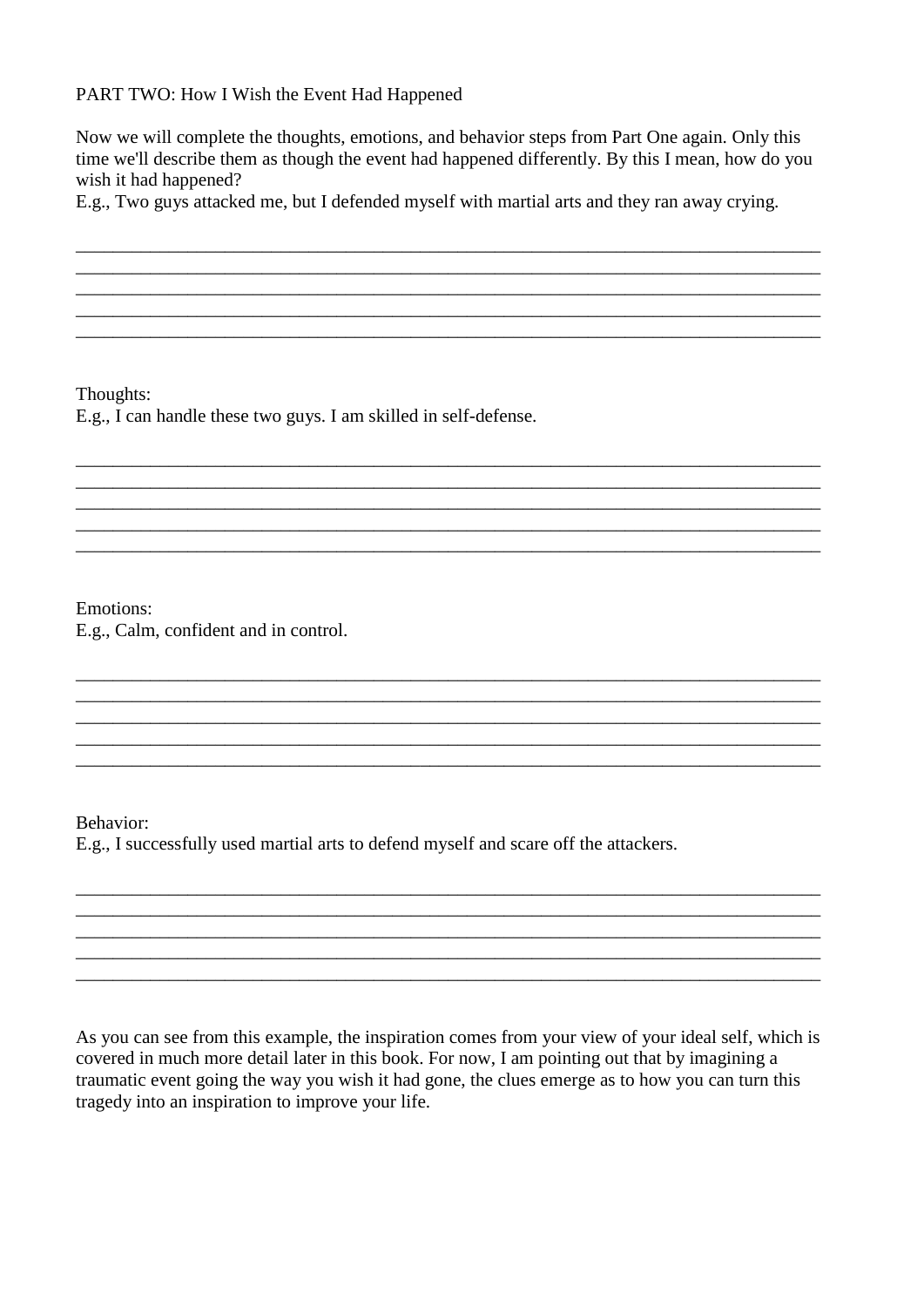PART TWO: How I Wish the Event Had Happened

Now we will complete the thoughts, emotions, and behavior steps from Part One again. Only this time we'll describe them as though the event had happened differently. By this I mean, how do you wish it had happened?
E.g., Two guys attacked me, but I defended myself with martial arts and they ran away crying.

________________________________________________________________________________
________________________________________________________________________________
________________________________________________________________________________
________________________________________________________________________________
________________________________________________________________________________

Thoughts:
E.g., I can handle these two guys. I am skilled in self-defense.

________________________________________________________________________________
________________________________________________________________________________
________________________________________________________________________________
________________________________________________________________________________
________________________________________________________________________________

Emotions:
E.g., Calm, confident and in control.

________________________________________________________________________________
________________________________________________________________________________
________________________________________________________________________________
________________________________________________________________________________
________________________________________________________________________________

Behavior:
E.g., I successfully used martial arts to defend myself and scare off the attackers.

________________________________________________________________________________
________________________________________________________________________________
________________________________________________________________________________
________________________________________________________________________________
________________________________________________________________________________

As you can see from this example, the inspiration comes from your view of your ideal self, which is covered in much more detail later in this book. For now, I am pointing out that by imagining a traumatic event going the way you wish it had gone, the clues emerge as to how you can turn this tragedy into an inspiration to improve your life.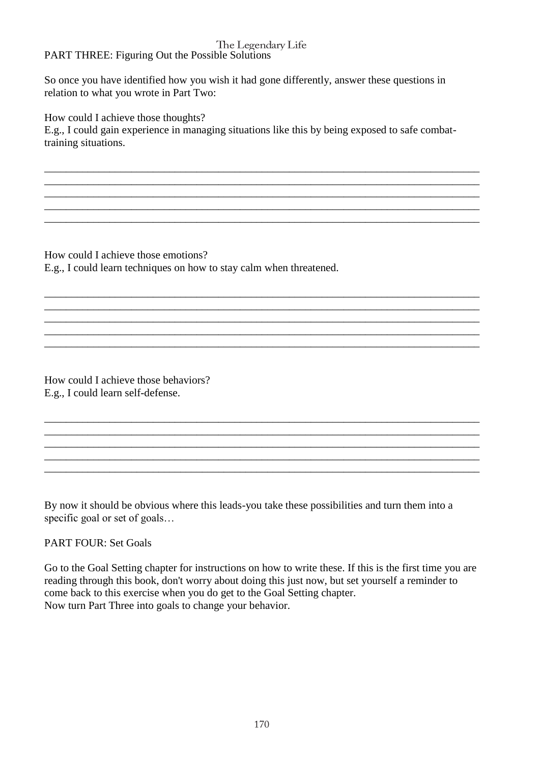## PART THREE: Figuring Out the Possible Solutions

So once you have identified how you wish it had gone differently, answer these questions in relation to what you wrote in Part Two:

How could I achieve those thoughts?
E.g., I could gain experience in managing situations like this by being exposed to safe combat-training situations.

\_\_\_\_\_\_\_\_\_\_\_\_\_\_\_\_\_\_\_\_\_\_\_\_\_\_\_\_\_\_\_\_\_\_\_\_\_\_\_\_\_\_\_\_\_\_\_\_\_\_\_\_\_\_\_\_\_\_\_\_\_\_\_\_\_\_\_\_\_\_\_\_\_\_\_\_\_\_
\_\_\_\_\_\_\_\_\_\_\_\_\_\_\_\_\_\_\_\_\_\_\_\_\_\_\_\_\_\_\_\_\_\_\_\_\_\_\_\_\_\_\_\_\_\_\_\_\_\_\_\_\_\_\_\_\_\_\_\_\_\_\_\_\_\_\_\_\_\_\_\_\_\_\_\_\_\_
\_\_\_\_\_\_\_\_\_\_\_\_\_\_\_\_\_\_\_\_\_\_\_\_\_\_\_\_\_\_\_\_\_\_\_\_\_\_\_\_\_\_\_\_\_\_\_\_\_\_\_\_\_\_\_\_\_\_\_\_\_\_\_\_\_\_\_\_\_\_\_\_\_\_\_\_\_\_
\_\_\_\_\_\_\_\_\_\_\_\_\_\_\_\_\_\_\_\_\_\_\_\_\_\_\_\_\_\_\_\_\_\_\_\_\_\_\_\_\_\_\_\_\_\_\_\_\_\_\_\_\_\_\_\_\_\_\_\_\_\_\_\_\_\_\_\_\_\_\_\_\_\_\_\_\_\_
\_\_\_\_\_\_\_\_\_\_\_\_\_\_\_\_\_\_\_\_\_\_\_\_\_\_\_\_\_\_\_\_\_\_\_\_\_\_\_\_\_\_\_\_\_\_\_\_\_\_\_\_\_\_\_\_\_\_\_\_\_\_\_\_\_\_\_\_\_\_\_\_\_\_\_\_\_\_

How could I achieve those emotions?
E.g., I could learn techniques on how to stay calm when threatened.

\_\_\_\_\_\_\_\_\_\_\_\_\_\_\_\_\_\_\_\_\_\_\_\_\_\_\_\_\_\_\_\_\_\_\_\_\_\_\_\_\_\_\_\_\_\_\_\_\_\_\_\_\_\_\_\_\_\_\_\_\_\_\_\_\_\_\_\_\_\_\_\_\_\_\_\_\_\_
\_\_\_\_\_\_\_\_\_\_\_\_\_\_\_\_\_\_\_\_\_\_\_\_\_\_\_\_\_\_\_\_\_\_\_\_\_\_\_\_\_\_\_\_\_\_\_\_\_\_\_\_\_\_\_\_\_\_\_\_\_\_\_\_\_\_\_\_\_\_\_\_\_\_\_\_\_\_
\_\_\_\_\_\_\_\_\_\_\_\_\_\_\_\_\_\_\_\_\_\_\_\_\_\_\_\_\_\_\_\_\_\_\_\_\_\_\_\_\_\_\_\_\_\_\_\_\_\_\_\_\_\_\_\_\_\_\_\_\_\_\_\_\_\_\_\_\_\_\_\_\_\_\_\_\_\_
\_\_\_\_\_\_\_\_\_\_\_\_\_\_\_\_\_\_\_\_\_\_\_\_\_\_\_\_\_\_\_\_\_\_\_\_\_\_\_\_\_\_\_\_\_\_\_\_\_\_\_\_\_\_\_\_\_\_\_\_\_\_\_\_\_\_\_\_\_\_\_\_\_\_\_\_\_\_
\_\_\_\_\_\_\_\_\_\_\_\_\_\_\_\_\_\_\_\_\_\_\_\_\_\_\_\_\_\_\_\_\_\_\_\_\_\_\_\_\_\_\_\_\_\_\_\_\_\_\_\_\_\_\_\_\_\_\_\_\_\_\_\_\_\_\_\_\_\_\_\_\_\_\_\_\_\_

How could I achieve those behaviors?
E.g., I could learn self-defense.

\_\_\_\_\_\_\_\_\_\_\_\_\_\_\_\_\_\_\_\_\_\_\_\_\_\_\_\_\_\_\_\_\_\_\_\_\_\_\_\_\_\_\_\_\_\_\_\_\_\_\_\_\_\_\_\_\_\_\_\_\_\_\_\_\_\_\_\_\_\_\_\_\_\_\_\_\_\_
\_\_\_\_\_\_\_\_\_\_\_\_\_\_\_\_\_\_\_\_\_\_\_\_\_\_\_\_\_\_\_\_\_\_\_\_\_\_\_\_\_\_\_\_\_\_\_\_\_\_\_\_\_\_\_\_\_\_\_\_\_\_\_\_\_\_\_\_\_\_\_\_\_\_\_\_\_\_
\_\_\_\_\_\_\_\_\_\_\_\_\_\_\_\_\_\_\_\_\_\_\_\_\_\_\_\_\_\_\_\_\_\_\_\_\_\_\_\_\_\_\_\_\_\_\_\_\_\_\_\_\_\_\_\_\_\_\_\_\_\_\_\_\_\_\_\_\_\_\_\_\_\_\_\_\_\_
\_\_\_\_\_\_\_\_\_\_\_\_\_\_\_\_\_\_\_\_\_\_\_\_\_\_\_\_\_\_\_\_\_\_\_\_\_\_\_\_\_\_\_\_\_\_\_\_\_\_\_\_\_\_\_\_\_\_\_\_\_\_\_\_\_\_\_\_\_\_\_\_\_\_\_\_\_\_
\_\_\_\_\_\_\_\_\_\_\_\_\_\_\_\_\_\_\_\_\_\_\_\_\_\_\_\_\_\_\_\_\_\_\_\_\_\_\_\_\_\_\_\_\_\_\_\_\_\_\_\_\_\_\_\_\_\_\_\_\_\_\_\_\_\_\_\_\_\_\_\_\_\_\_\_\_\_

By now it should be obvious where this leads-you take these possibilities and turn them into a specific goal or set of goals…

## PART FOUR: Set Goals

Go to the Goal Setting chapter for instructions on how to write these. If this is the first time you are reading through this book, don't worry about doing this just now, but set yourself a reminder to come back to this exercise when you do get to the Goal Setting chapter.
Now turn Part Three into goals to change your behavior.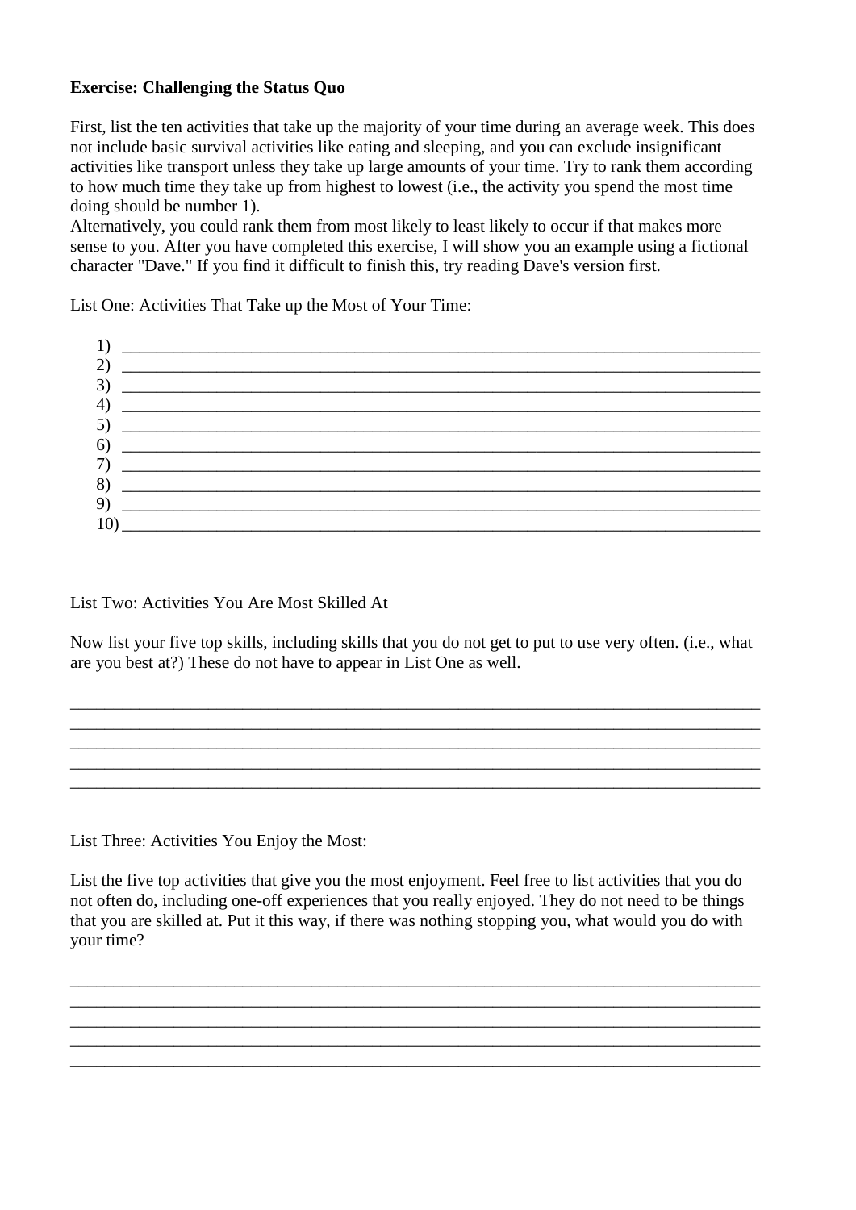**Exercise: Challenging the Status Quo**

First, list the ten activities that take up the majority of your time during an average week. This does not include basic survival activities like eating and sleeping, and you can exclude insignificant activities like transport unless they take up large amounts of your time. Try to rank them according to how much time they take up from highest to lowest (i.e., the activity you spend the most time doing should be number 1).
Alternatively, you could rank them from most likely to least likely to occur if that makes more sense to you. After you have completed this exercise, I will show you an example using a fictional character "Dave." If you find it difficult to finish this, try reading Dave's version first.

List One: Activities That Take up the Most of Your Time:

1) ____________________________________________________________________________
2) ____________________________________________________________________________
3) ____________________________________________________________________________
4) ____________________________________________________________________________
5) ____________________________________________________________________________
6) ____________________________________________________________________________
7) ____________________________________________________________________________
8) ____________________________________________________________________________
9) ____________________________________________________________________________
10) ___________________________________________________________________________

List Two: Activities You Are Most Skilled At

Now list your five top skills, including skills that you do not get to put to use very often. (i.e., what are you best at?) These do not have to appear in List One as well.

________________________________________________________________________________
________________________________________________________________________________
________________________________________________________________________________
________________________________________________________________________________
________________________________________________________________________________

List Three: Activities You Enjoy the Most:

List the five top activities that give you the most enjoyment. Feel free to list activities that you do not often do, including one-off experiences that you really enjoyed. They do not need to be things that you are skilled at. Put it this way, if there was nothing stopping you, what would you do with your time?

________________________________________________________________________________
________________________________________________________________________________
________________________________________________________________________________
________________________________________________________________________________
________________________________________________________________________________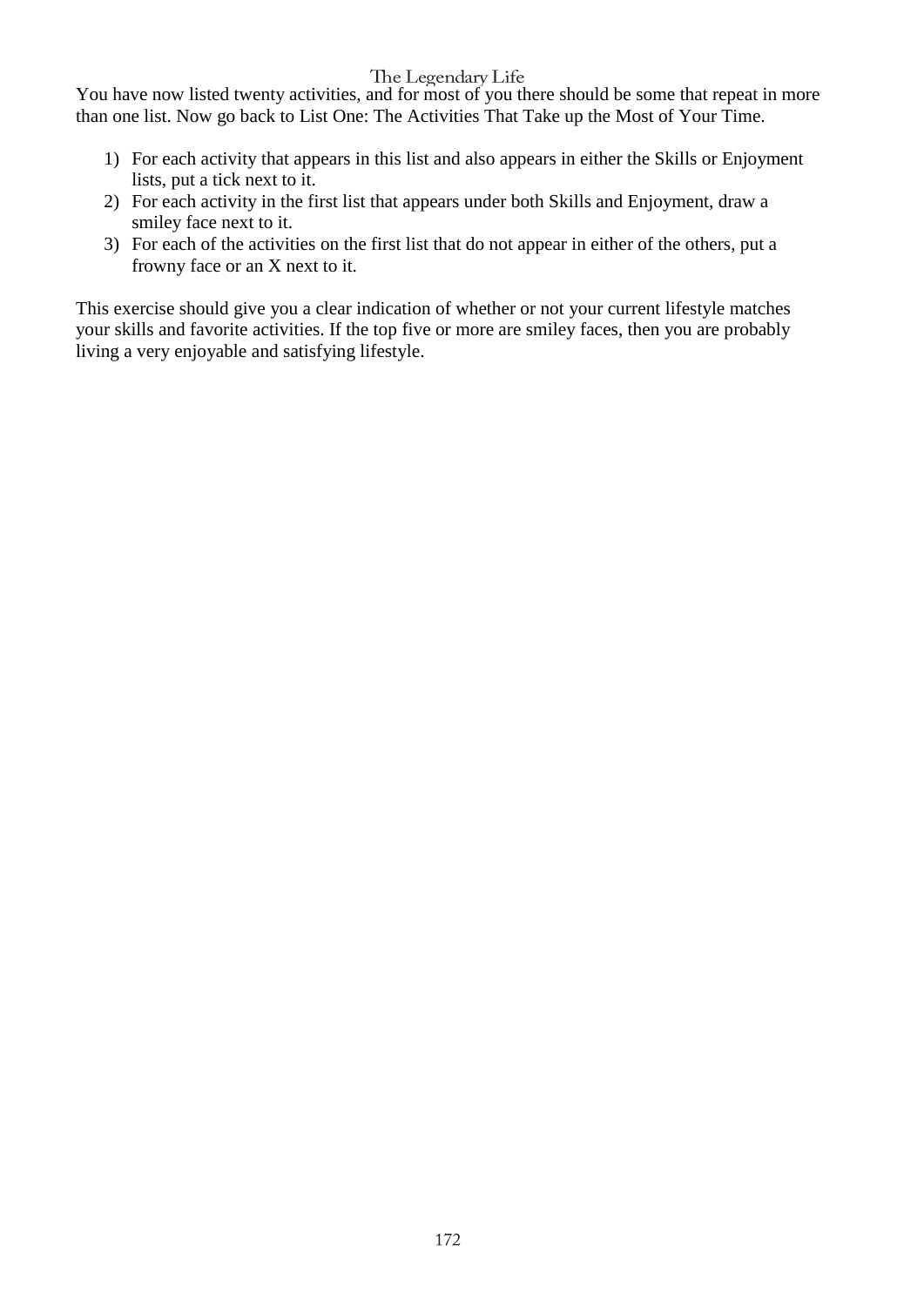You have now listed twenty activities, and for most of you there should be some that repeat in more than one list. Now go back to List One: The Activities That Take up the Most of Your Time.

1) For each activity that appears in this list and also appears in either the Skills or Enjoyment lists, put a tick next to it.
2) For each activity in the first list that appears under both Skills and Enjoyment, draw a smiley face next to it.
3) For each of the activities on the first list that do not appear in either of the others, put a frowny face or an X next to it.

This exercise should give you a clear indication of whether or not your current lifestyle matches your skills and favorite activities. If the top five or more are smiley faces, then you are probably living a very enjoyable and satisfying lifestyle.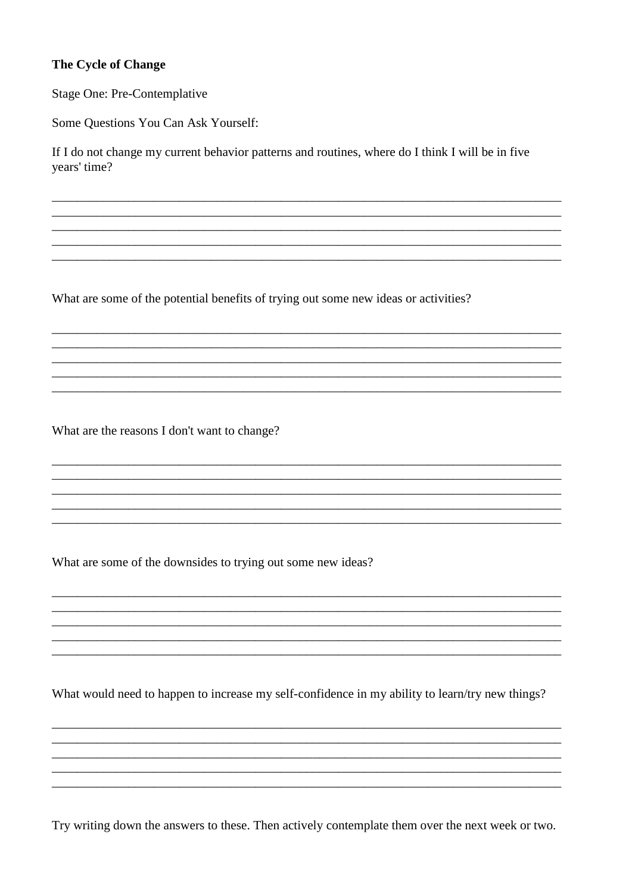**The Cycle of Change**

Stage One: Pre-Contemplative

Some Questions You Can Ask Yourself:

If I do not change my current behavior patterns and routines, where do I think I will be in five years' time?

_______________________________________________________________________________
_______________________________________________________________________________
_______________________________________________________________________________
_______________________________________________________________________________
_______________________________________________________________________________

What are some of the potential benefits of trying out some new ideas or activities?

_______________________________________________________________________________
_______________________________________________________________________________
_______________________________________________________________________________
_______________________________________________________________________________
_______________________________________________________________________________

What are the reasons I don't want to change?

_______________________________________________________________________________
_______________________________________________________________________________
_______________________________________________________________________________
_______________________________________________________________________________
_______________________________________________________________________________

What are some of the downsides to trying out some new ideas?

_______________________________________________________________________________
_______________________________________________________________________________
_______________________________________________________________________________
_______________________________________________________________________________
_______________________________________________________________________________

What would need to happen to increase my self-confidence in my ability to learn/try new things?

_______________________________________________________________________________
_______________________________________________________________________________
_______________________________________________________________________________
_______________________________________________________________________________
_______________________________________________________________________________

Try writing down the answers to these. Then actively contemplate them over the next week or two.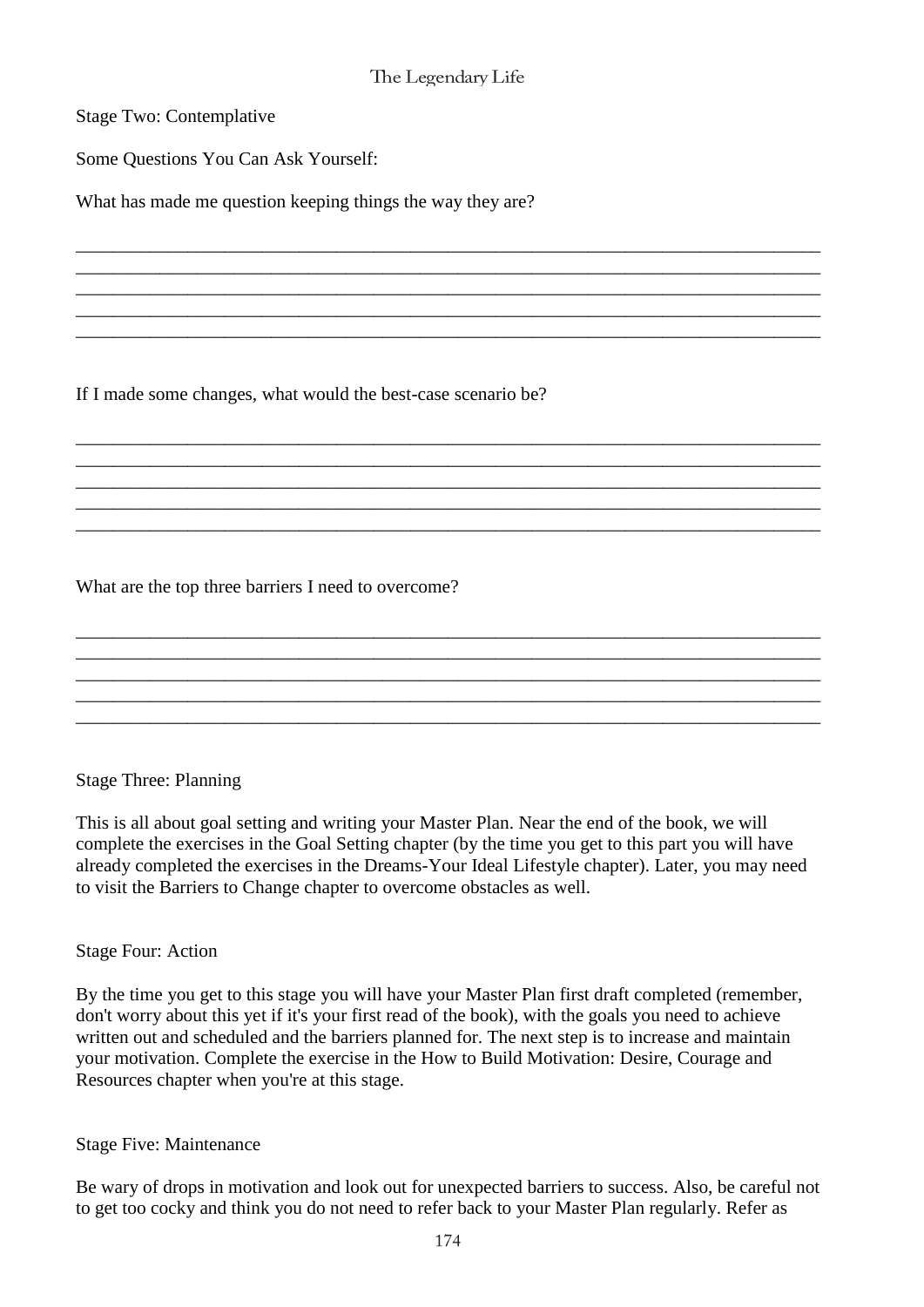Stage Two: Contemplative

Some Questions You Can Ask Yourself:

What has made me question keeping things the way they are?

_______________________________________________________________________________
_______________________________________________________________________________
_______________________________________________________________________________
_______________________________________________________________________________
_______________________________________________________________________________

If I made some changes, what would the best-case scenario be?

_______________________________________________________________________________
_______________________________________________________________________________
_______________________________________________________________________________
_______________________________________________________________________________
_______________________________________________________________________________

What are the top three barriers I need to overcome?

_______________________________________________________________________________
_______________________________________________________________________________
_______________________________________________________________________________
_______________________________________________________________________________
_______________________________________________________________________________

Stage Three: Planning

This is all about goal setting and writing your Master Plan. Near the end of the book, we will complete the exercises in the Goal Setting chapter (by the time you get to this part you will have already completed the exercises in the Dreams-Your Ideal Lifestyle chapter). Later, you may need to visit the Barriers to Change chapter to overcome obstacles as well.

Stage Four: Action

By the time you get to this stage you will have your Master Plan first draft completed (remember, don't worry about this yet if it's your first read of the book), with the goals you need to achieve written out and scheduled and the barriers planned for. The next step is to increase and maintain your motivation. Complete the exercise in the How to Build Motivation: Desire, Courage and Resources chapter when you're at this stage.

Stage Five: Maintenance

Be wary of drops in motivation and look out for unexpected barriers to success. Also, be careful not to get too cocky and think you do not need to refer back to your Master Plan regularly. Refer as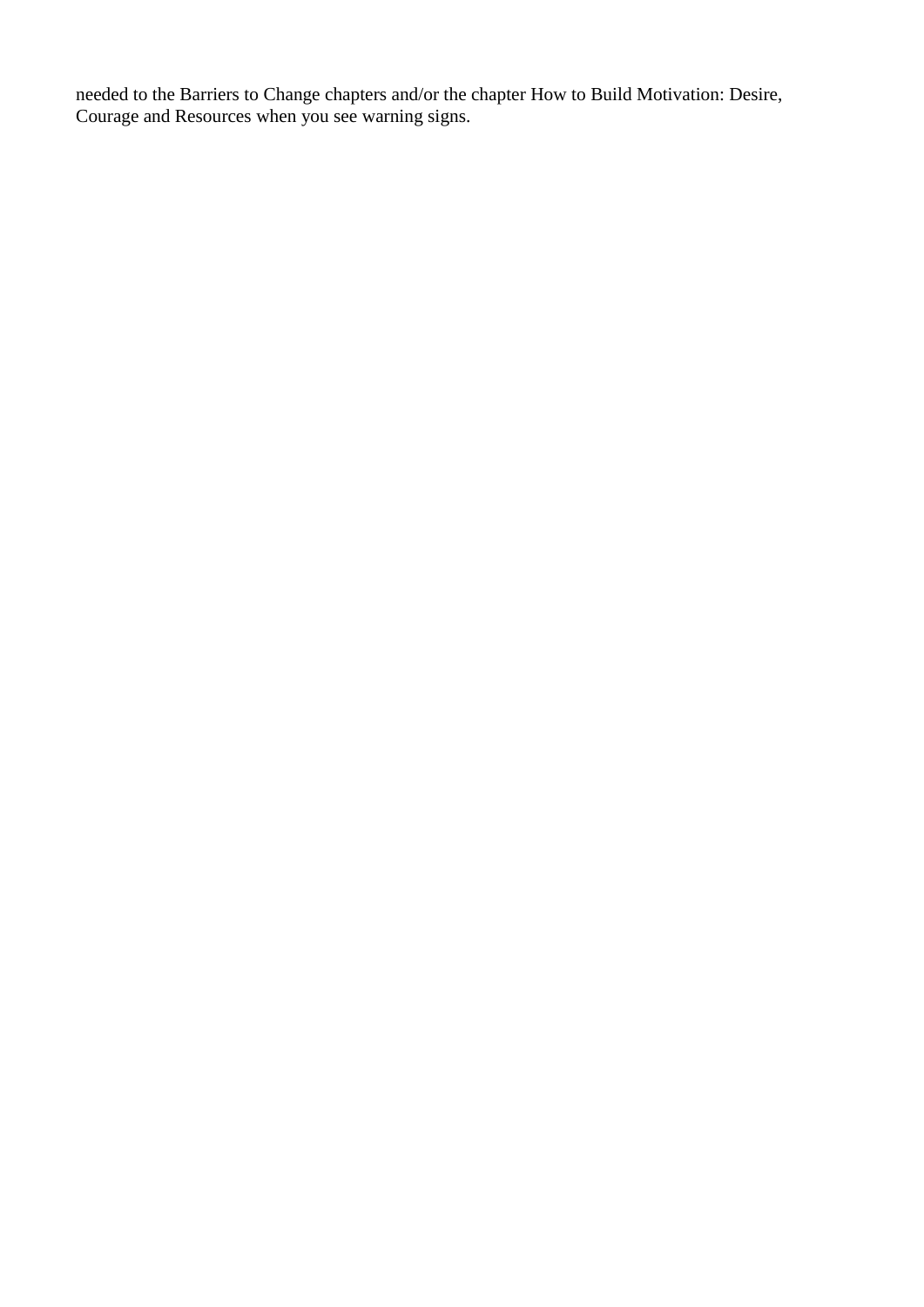needed to the Barriers to Change chapters and/or the chapter How to Build Motivation: Desire, Courage and Resources when you see warning signs.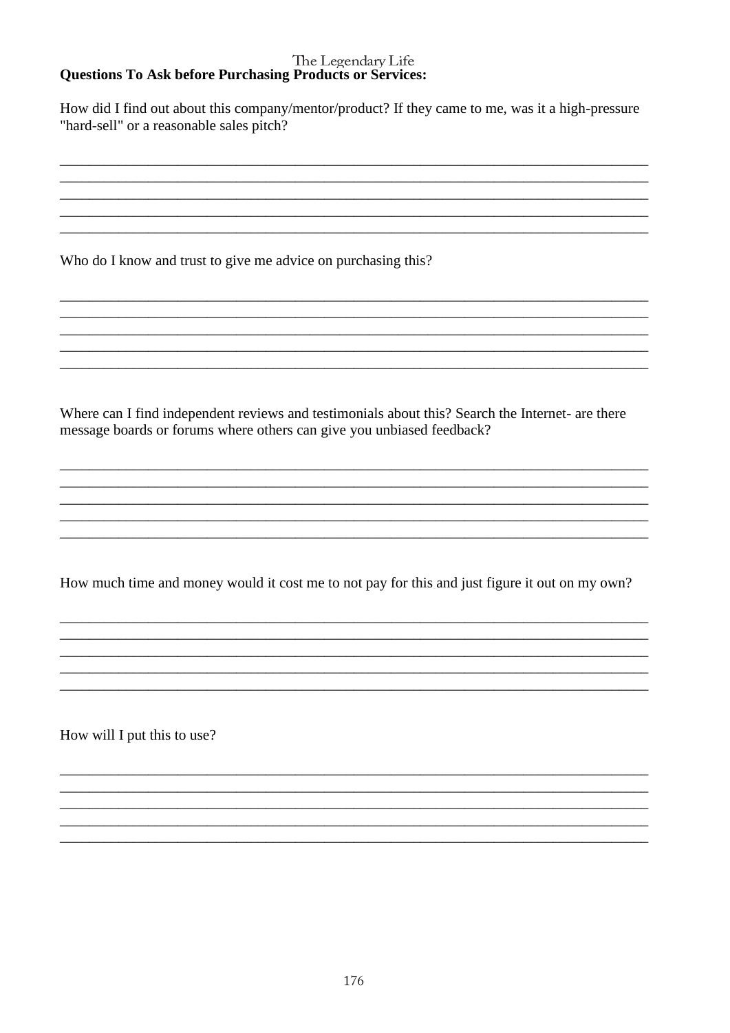**Questions To Ask before Purchasing Products or Services:**

How did I find out about this company/mentor/product? If they came to me, was it a high-pressure "hard-sell" or a reasonable sales pitch?

\_\_\_\_\_\_\_\_\_\_\_\_\_\_\_\_\_\_\_\_\_\_\_\_\_\_\_\_\_\_\_\_\_\_\_\_\_\_\_\_\_\_\_\_\_\_\_\_\_\_\_\_\_\_\_\_\_\_\_\_\_\_\_\_\_\_\_\_\_\_\_\_\_\_\_\_\_\_\_\_\_\_
\_\_\_\_\_\_\_\_\_\_\_\_\_\_\_\_\_\_\_\_\_\_\_\_\_\_\_\_\_\_\_\_\_\_\_\_\_\_\_\_\_\_\_\_\_\_\_\_\_\_\_\_\_\_\_\_\_\_\_\_\_\_\_\_\_\_\_\_\_\_\_\_\_\_\_\_\_\_\_\_\_\_
\_\_\_\_\_\_\_\_\_\_\_\_\_\_\_\_\_\_\_\_\_\_\_\_\_\_\_\_\_\_\_\_\_\_\_\_\_\_\_\_\_\_\_\_\_\_\_\_\_\_\_\_\_\_\_\_\_\_\_\_\_\_\_\_\_\_\_\_\_\_\_\_\_\_\_\_\_\_\_\_\_\_
\_\_\_\_\_\_\_\_\_\_\_\_\_\_\_\_\_\_\_\_\_\_\_\_\_\_\_\_\_\_\_\_\_\_\_\_\_\_\_\_\_\_\_\_\_\_\_\_\_\_\_\_\_\_\_\_\_\_\_\_\_\_\_\_\_\_\_\_\_\_\_\_\_\_\_\_\_\_\_\_\_\_
\_\_\_\_\_\_\_\_\_\_\_\_\_\_\_\_\_\_\_\_\_\_\_\_\_\_\_\_\_\_\_\_\_\_\_\_\_\_\_\_\_\_\_\_\_\_\_\_\_\_\_\_\_\_\_\_\_\_\_\_\_\_\_\_\_\_\_\_\_\_\_\_\_\_\_\_\_\_\_\_\_\_

Who do I know and trust to give me advice on purchasing this?

\_\_\_\_\_\_\_\_\_\_\_\_\_\_\_\_\_\_\_\_\_\_\_\_\_\_\_\_\_\_\_\_\_\_\_\_\_\_\_\_\_\_\_\_\_\_\_\_\_\_\_\_\_\_\_\_\_\_\_\_\_\_\_\_\_\_\_\_\_\_\_\_\_\_\_\_\_\_\_\_\_\_
\_\_\_\_\_\_\_\_\_\_\_\_\_\_\_\_\_\_\_\_\_\_\_\_\_\_\_\_\_\_\_\_\_\_\_\_\_\_\_\_\_\_\_\_\_\_\_\_\_\_\_\_\_\_\_\_\_\_\_\_\_\_\_\_\_\_\_\_\_\_\_\_\_\_\_\_\_\_\_\_\_\_
\_\_\_\_\_\_\_\_\_\_\_\_\_\_\_\_\_\_\_\_\_\_\_\_\_\_\_\_\_\_\_\_\_\_\_\_\_\_\_\_\_\_\_\_\_\_\_\_\_\_\_\_\_\_\_\_\_\_\_\_\_\_\_\_\_\_\_\_\_\_\_\_\_\_\_\_\_\_\_\_\_\_
\_\_\_\_\_\_\_\_\_\_\_\_\_\_\_\_\_\_\_\_\_\_\_\_\_\_\_\_\_\_\_\_\_\_\_\_\_\_\_\_\_\_\_\_\_\_\_\_\_\_\_\_\_\_\_\_\_\_\_\_\_\_\_\_\_\_\_\_\_\_\_\_\_\_\_\_\_\_\_\_\_\_
\_\_\_\_\_\_\_\_\_\_\_\_\_\_\_\_\_\_\_\_\_\_\_\_\_\_\_\_\_\_\_\_\_\_\_\_\_\_\_\_\_\_\_\_\_\_\_\_\_\_\_\_\_\_\_\_\_\_\_\_\_\_\_\_\_\_\_\_\_\_\_\_\_\_\_\_\_\_\_\_\_\_

Where can I find independent reviews and testimonials about this? Search the Internet- are there message boards or forums where others can give you unbiased feedback?

\_\_\_\_\_\_\_\_\_\_\_\_\_\_\_\_\_\_\_\_\_\_\_\_\_\_\_\_\_\_\_\_\_\_\_\_\_\_\_\_\_\_\_\_\_\_\_\_\_\_\_\_\_\_\_\_\_\_\_\_\_\_\_\_\_\_\_\_\_\_\_\_\_\_\_\_\_\_\_\_\_\_
\_\_\_\_\_\_\_\_\_\_\_\_\_\_\_\_\_\_\_\_\_\_\_\_\_\_\_\_\_\_\_\_\_\_\_\_\_\_\_\_\_\_\_\_\_\_\_\_\_\_\_\_\_\_\_\_\_\_\_\_\_\_\_\_\_\_\_\_\_\_\_\_\_\_\_\_\_\_\_\_\_\_
\_\_\_\_\_\_\_\_\_\_\_\_\_\_\_\_\_\_\_\_\_\_\_\_\_\_\_\_\_\_\_\_\_\_\_\_\_\_\_\_\_\_\_\_\_\_\_\_\_\_\_\_\_\_\_\_\_\_\_\_\_\_\_\_\_\_\_\_\_\_\_\_\_\_\_\_\_\_\_\_\_\_
\_\_\_\_\_\_\_\_\_\_\_\_\_\_\_\_\_\_\_\_\_\_\_\_\_\_\_\_\_\_\_\_\_\_\_\_\_\_\_\_\_\_\_\_\_\_\_\_\_\_\_\_\_\_\_\_\_\_\_\_\_\_\_\_\_\_\_\_\_\_\_\_\_\_\_\_\_\_\_\_\_\_
\_\_\_\_\_\_\_\_\_\_\_\_\_\_\_\_\_\_\_\_\_\_\_\_\_\_\_\_\_\_\_\_\_\_\_\_\_\_\_\_\_\_\_\_\_\_\_\_\_\_\_\_\_\_\_\_\_\_\_\_\_\_\_\_\_\_\_\_\_\_\_\_\_\_\_\_\_\_\_\_\_\_

How much time and money would it cost me to not pay for this and just figure it out on my own?

\_\_\_\_\_\_\_\_\_\_\_\_\_\_\_\_\_\_\_\_\_\_\_\_\_\_\_\_\_\_\_\_\_\_\_\_\_\_\_\_\_\_\_\_\_\_\_\_\_\_\_\_\_\_\_\_\_\_\_\_\_\_\_\_\_\_\_\_\_\_\_\_\_\_\_\_\_\_\_\_\_\_
\_\_\_\_\_\_\_\_\_\_\_\_\_\_\_\_\_\_\_\_\_\_\_\_\_\_\_\_\_\_\_\_\_\_\_\_\_\_\_\_\_\_\_\_\_\_\_\_\_\_\_\_\_\_\_\_\_\_\_\_\_\_\_\_\_\_\_\_\_\_\_\_\_\_\_\_\_\_\_\_\_\_
\_\_\_\_\_\_\_\_\_\_\_\_\_\_\_\_\_\_\_\_\_\_\_\_\_\_\_\_\_\_\_\_\_\_\_\_\_\_\_\_\_\_\_\_\_\_\_\_\_\_\_\_\_\_\_\_\_\_\_\_\_\_\_\_\_\_\_\_\_\_\_\_\_\_\_\_\_\_\_\_\_\_
\_\_\_\_\_\_\_\_\_\_\_\_\_\_\_\_\_\_\_\_\_\_\_\_\_\_\_\_\_\_\_\_\_\_\_\_\_\_\_\_\_\_\_\_\_\_\_\_\_\_\_\_\_\_\_\_\_\_\_\_\_\_\_\_\_\_\_\_\_\_\_\_\_\_\_\_\_\_\_\_\_\_
\_\_\_\_\_\_\_\_\_\_\_\_\_\_\_\_\_\_\_\_\_\_\_\_\_\_\_\_\_\_\_\_\_\_\_\_\_\_\_\_\_\_\_\_\_\_\_\_\_\_\_\_\_\_\_\_\_\_\_\_\_\_\_\_\_\_\_\_\_\_\_\_\_\_\_\_\_\_\_\_\_\_

How will I put this to use?

\_\_\_\_\_\_\_\_\_\_\_\_\_\_\_\_\_\_\_\_\_\_\_\_\_\_\_\_\_\_\_\_\_\_\_\_\_\_\_\_\_\_\_\_\_\_\_\_\_\_\_\_\_\_\_\_\_\_\_\_\_\_\_\_\_\_\_\_\_\_\_\_\_\_\_\_\_\_\_\_\_\_
\_\_\_\_\_\_\_\_\_\_\_\_\_\_\_\_\_\_\_\_\_\_\_\_\_\_\_\_\_\_\_\_\_\_\_\_\_\_\_\_\_\_\_\_\_\_\_\_\_\_\_\_\_\_\_\_\_\_\_\_\_\_\_\_\_\_\_\_\_\_\_\_\_\_\_\_\_\_\_\_\_\_
\_\_\_\_\_\_\_\_\_\_\_\_\_\_\_\_\_\_\_\_\_\_\_\_\_\_\_\_\_\_\_\_\_\_\_\_\_\_\_\_\_\_\_\_\_\_\_\_\_\_\_\_\_\_\_\_\_\_\_\_\_\_\_\_\_\_\_\_\_\_\_\_\_\_\_\_\_\_\_\_\_\_
\_\_\_\_\_\_\_\_\_\_\_\_\_\_\_\_\_\_\_\_\_\_\_\_\_\_\_\_\_\_\_\_\_\_\_\_\_\_\_\_\_\_\_\_\_\_\_\_\_\_\_\_\_\_\_\_\_\_\_\_\_\_\_\_\_\_\_\_\_\_\_\_\_\_\_\_\_\_\_\_\_\_
\_\_\_\_\_\_\_\_\_\_\_\_\_\_\_\_\_\_\_\_\_\_\_\_\_\_\_\_\_\_\_\_\_\_\_\_\_\_\_\_\_\_\_\_\_\_\_\_\_\_\_\_\_\_\_\_\_\_\_\_\_\_\_\_\_\_\_\_\_\_\_\_\_\_\_\_\_\_\_\_\_\_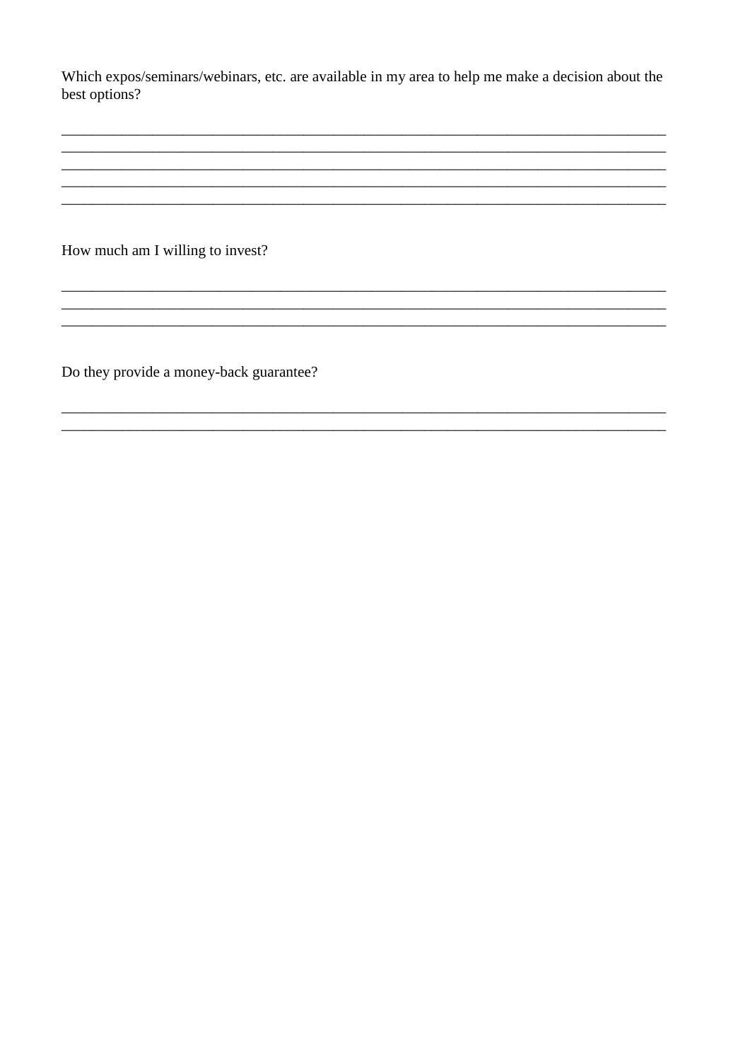Which expos/seminars/webinars, etc. are available in my area to help me make a decision about the best options?

_____________________________________________________________________________
_____________________________________________________________________________
_____________________________________________________________________________
_____________________________________________________________________________
_____________________________________________________________________________

How much am I willing to invest?

_____________________________________________________________________________
_____________________________________________________________________________
_____________________________________________________________________________

Do they provide a money-back guarantee?

_____________________________________________________________________________
_____________________________________________________________________________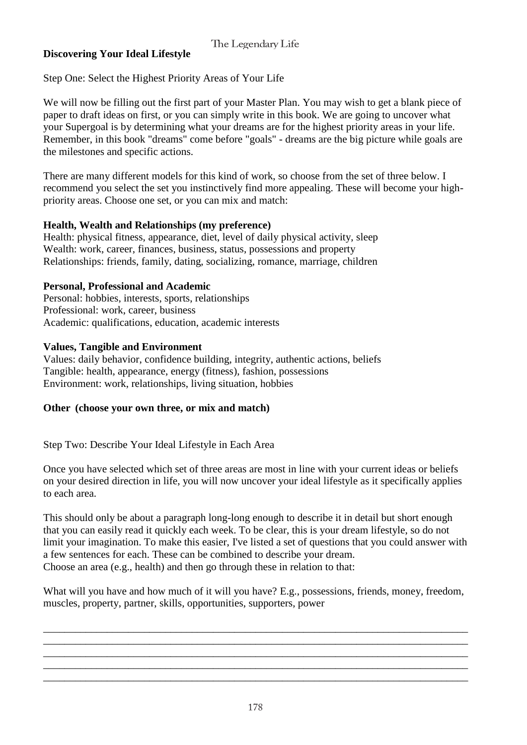## Discovering Your Ideal Lifestyle

Step One: Select the Highest Priority Areas of Your Life

We will now be filling out the first part of your Master Plan. You may wish to get a blank piece of paper to draft ideas on first, or you can simply write in this book. We are going to uncover what your Supergoal is by determining what your dreams are for the highest priority areas in your life. Remember, in this book "dreams" come before "goals" - dreams are the big picture while goals are the milestones and specific actions.

There are many different models for this kind of work, so choose from the set of three below. I recommend you select the set you instinctively find more appealing. These will become your high-priority areas. Choose one set, or you can mix and match:

**Health, Wealth and Relationships (my preference)**
Health: physical fitness, appearance, diet, level of daily physical activity, sleep
Wealth: work, career, finances, business, status, possessions and property
Relationships: friends, family, dating, socializing, romance, marriage, children

**Personal, Professional and Academic**
Personal: hobbies, interests, sports, relationships
Professional: work, career, business
Academic: qualifications, education, academic interests

**Values, Tangible and Environment**
Values: daily behavior, confidence building, integrity, authentic actions, beliefs
Tangible: health, appearance, energy (fitness), fashion, possessions
Environment: work, relationships, living situation, hobbies

**Other (choose your own three, or mix and match)**

Step Two: Describe Your Ideal Lifestyle in Each Area

Once you have selected which set of three areas are most in line with your current ideas or beliefs on your desired direction in life, you will now uncover your ideal lifestyle as it specifically applies to each area.

This should only be about a paragraph long-long enough to describe it in detail but short enough that you can easily read it quickly each week. To be clear, this is your dream lifestyle, so do not limit your imagination. To make this easier, I've listed a set of questions that you could answer with a few sentences for each. These can be combined to describe your dream.
Choose an area (e.g., health) and then go through these in relation to that:

What will you have and how much of it will you have? E.g., possessions, friends, money, freedom, muscles, property, partner, skills, opportunities, supporters, power

\_\_\_\_\_\_\_\_\_\_\_\_\_\_\_\_\_\_\_\_\_\_\_\_\_\_\_\_\_\_\_\_\_\_\_\_\_\_\_\_\_\_\_\_\_\_\_\_\_\_\_\_\_\_\_\_\_\_\_\_\_\_\_\_\_\_\_\_\_\_\_\_\_\_\_\_\_\_
\_\_\_\_\_\_\_\_\_\_\_\_\_\_\_\_\_\_\_\_\_\_\_\_\_\_\_\_\_\_\_\_\_\_\_\_\_\_\_\_\_\_\_\_\_\_\_\_\_\_\_\_\_\_\_\_\_\_\_\_\_\_\_\_\_\_\_\_\_\_\_\_\_\_\_\_\_\_
\_\_\_\_\_\_\_\_\_\_\_\_\_\_\_\_\_\_\_\_\_\_\_\_\_\_\_\_\_\_\_\_\_\_\_\_\_\_\_\_\_\_\_\_\_\_\_\_\_\_\_\_\_\_\_\_\_\_\_\_\_\_\_\_\_\_\_\_\_\_\_\_\_\_\_\_\_\_
\_\_\_\_\_\_\_\_\_\_\_\_\_\_\_\_\_\_\_\_\_\_\_\_\_\_\_\_\_\_\_\_\_\_\_\_\_\_\_\_\_\_\_\_\_\_\_\_\_\_\_\_\_\_\_\_\_\_\_\_\_\_\_\_\_\_\_\_\_\_\_\_\_\_\_\_\_\_
\_\_\_\_\_\_\_\_\_\_\_\_\_\_\_\_\_\_\_\_\_\_\_\_\_\_\_\_\_\_\_\_\_\_\_\_\_\_\_\_\_\_\_\_\_\_\_\_\_\_\_\_\_\_\_\_\_\_\_\_\_\_\_\_\_\_\_\_\_\_\_\_\_\_\_\_\_\_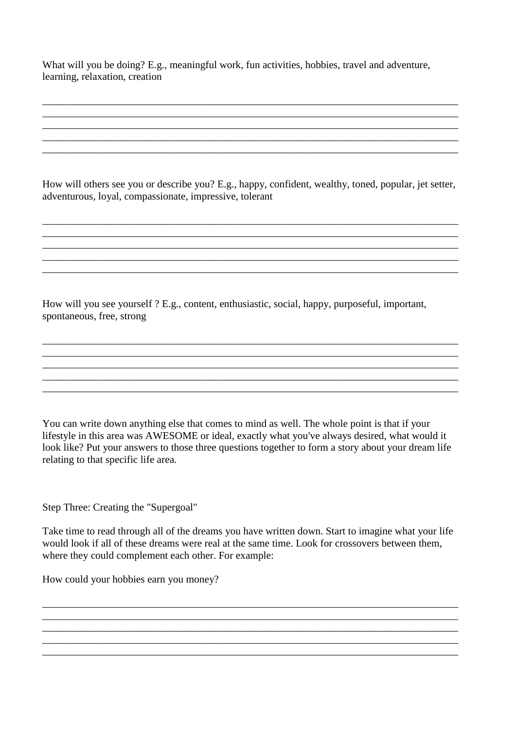What will you be doing? E.g., meaningful work, fun activities, hobbies, travel and adventure, learning, relaxation, creation

______________________________________________________________________________
______________________________________________________________________________
______________________________________________________________________________
______________________________________________________________________________
______________________________________________________________________________

How will others see you or describe you? E.g., happy, confident, wealthy, toned, popular, jet setter, adventurous, loyal, compassionate, impressive, tolerant

______________________________________________________________________________
______________________________________________________________________________
______________________________________________________________________________
______________________________________________________________________________
______________________________________________________________________________

How will you see yourself ? E.g., content, enthusiastic, social, happy, purposeful, important, spontaneous, free, strong

______________________________________________________________________________
______________________________________________________________________________
______________________________________________________________________________
______________________________________________________________________________
______________________________________________________________________________

You can write down anything else that comes to mind as well. The whole point is that if your lifestyle in this area was AWESOME or ideal, exactly what you've always desired, what would it look like? Put your answers to those three questions together to form a story about your dream life relating to that specific life area.

Step Three: Creating the "Supergoal"

Take time to read through all of the dreams you have written down. Start to imagine what your life would look if all of these dreams were real at the same time. Look for crossovers between them, where they could complement each other. For example:

How could your hobbies earn you money?

______________________________________________________________________________
______________________________________________________________________________
______________________________________________________________________________
______________________________________________________________________________
______________________________________________________________________________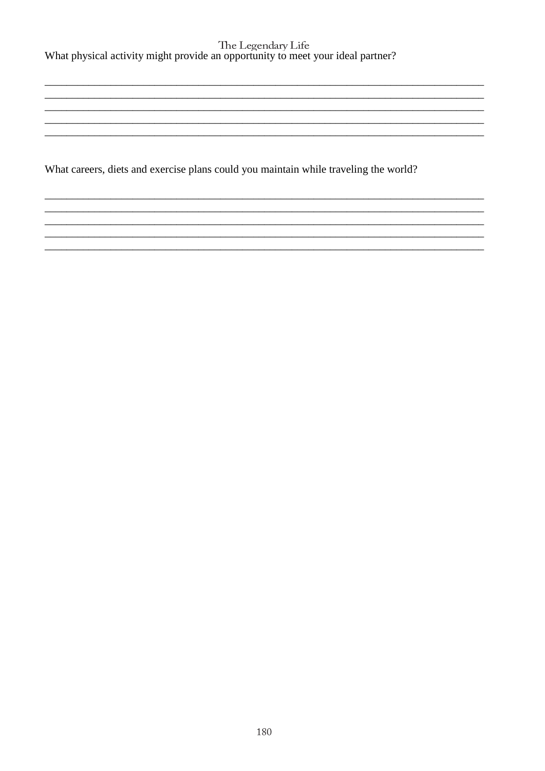What physical activity might provide an opportunity to meet your ideal partner?

_______________________________________________________________________________
_______________________________________________________________________________
_______________________________________________________________________________
_______________________________________________________________________________
_______________________________________________________________________________

What careers, diets and exercise plans could you maintain while traveling the world?

_______________________________________________________________________________
_______________________________________________________________________________
_______________________________________________________________________________
_______________________________________________________________________________
_______________________________________________________________________________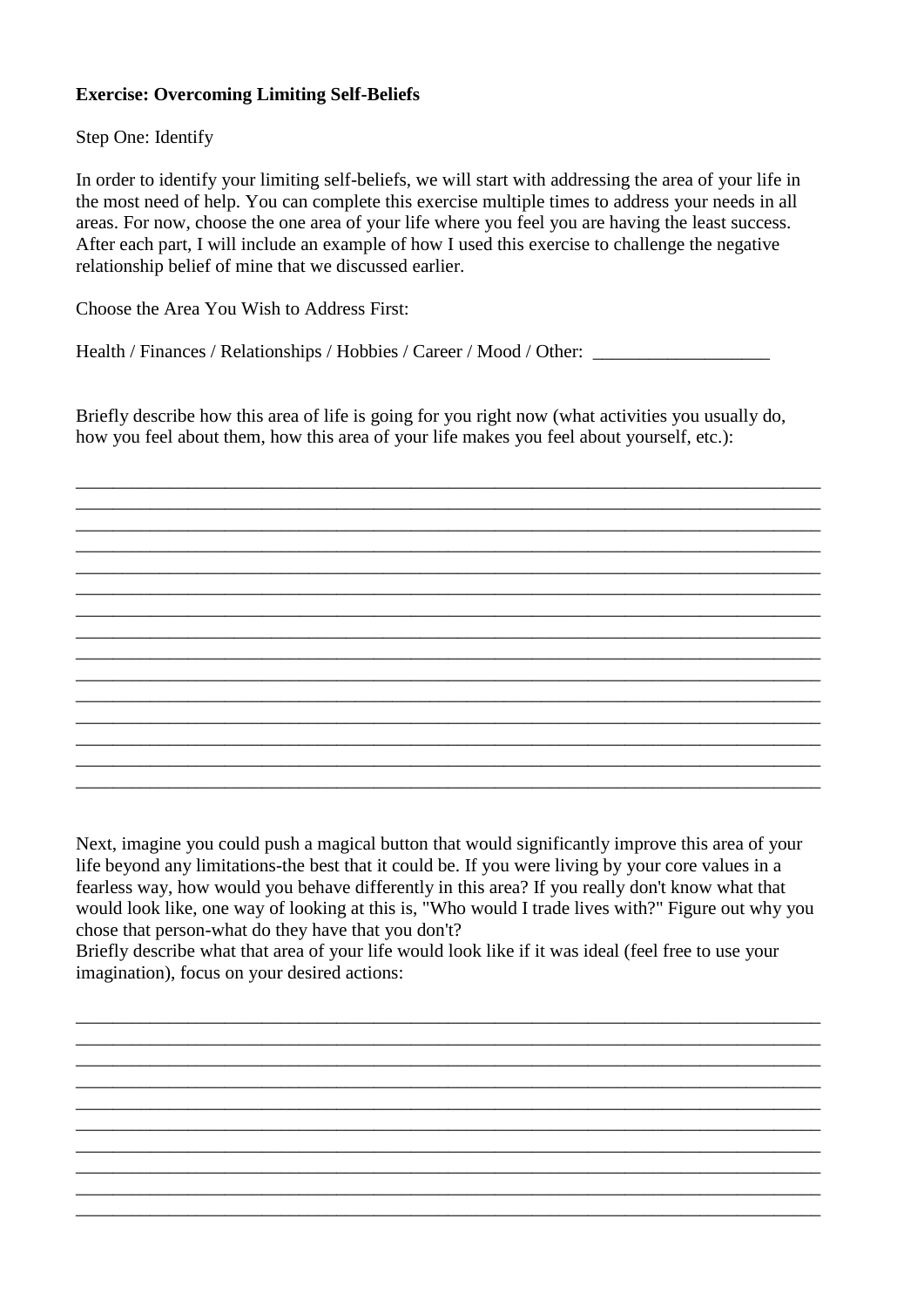**Exercise: Overcoming Limiting Self-Beliefs**

Step One: Identify

In order to identify your limiting self-beliefs, we will start with addressing the area of your life in the most need of help. You can complete this exercise multiple times to address your needs in all areas. For now, choose the one area of your life where you feel you are having the least success. After each part, I will include an example of how I used this exercise to challenge the negative relationship belief of mine that we discussed earlier.

Choose the Area You Wish to Address First:

Health / Finances / Relationships / Hobbies / Career / Mood / Other: ___________________

Briefly describe how this area of life is going for you right now (what activities you usually do, how you feel about them, how this area of your life makes you feel about yourself, etc.):

________________________________________________________________________________
________________________________________________________________________________
________________________________________________________________________________
________________________________________________________________________________
________________________________________________________________________________
________________________________________________________________________________
________________________________________________________________________________
________________________________________________________________________________
________________________________________________________________________________
________________________________________________________________________________
________________________________________________________________________________
________________________________________________________________________________
________________________________________________________________________________
________________________________________________________________________________
________________________________________________________________________________

Next, imagine you could push a magical button that would significantly improve this area of your life beyond any limitations-the best that it could be. If you were living by your core values in a fearless way, how would you behave differently in this area? If you really don't know what that would look like, one way of looking at this is, "Who would I trade lives with?" Figure out why you chose that person-what do they have that you don't?

Briefly describe what that area of your life would look like if it was ideal (feel free to use your imagination), focus on your desired actions:

________________________________________________________________________________
________________________________________________________________________________
________________________________________________________________________________
________________________________________________________________________________
________________________________________________________________________________
________________________________________________________________________________
________________________________________________________________________________
________________________________________________________________________________
________________________________________________________________________________
________________________________________________________________________________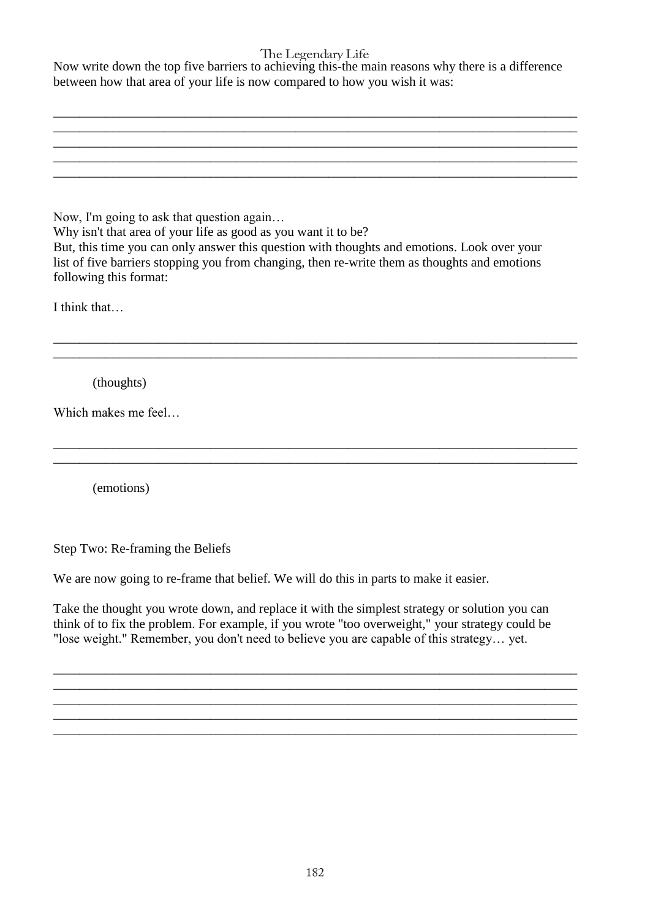Now write down the top five barriers to achieving this-the main reasons why there is a difference between how that area of your life is now compared to how you wish it was:

\_\_\_\_\_\_\_\_\_\_\_\_\_\_\_\_\_\_\_\_\_\_\_\_\_\_\_\_\_\_\_\_\_\_\_\_\_\_\_\_\_\_\_\_\_\_\_\_\_\_\_\_\_\_\_\_\_\_\_\_\_\_\_\_\_\_\_\_\_\_\_\_\_\_\_\_\_\_
\_\_\_\_\_\_\_\_\_\_\_\_\_\_\_\_\_\_\_\_\_\_\_\_\_\_\_\_\_\_\_\_\_\_\_\_\_\_\_\_\_\_\_\_\_\_\_\_\_\_\_\_\_\_\_\_\_\_\_\_\_\_\_\_\_\_\_\_\_\_\_\_\_\_\_\_\_\_
\_\_\_\_\_\_\_\_\_\_\_\_\_\_\_\_\_\_\_\_\_\_\_\_\_\_\_\_\_\_\_\_\_\_\_\_\_\_\_\_\_\_\_\_\_\_\_\_\_\_\_\_\_\_\_\_\_\_\_\_\_\_\_\_\_\_\_\_\_\_\_\_\_\_\_\_\_\_
\_\_\_\_\_\_\_\_\_\_\_\_\_\_\_\_\_\_\_\_\_\_\_\_\_\_\_\_\_\_\_\_\_\_\_\_\_\_\_\_\_\_\_\_\_\_\_\_\_\_\_\_\_\_\_\_\_\_\_\_\_\_\_\_\_\_\_\_\_\_\_\_\_\_\_\_\_\_
\_\_\_\_\_\_\_\_\_\_\_\_\_\_\_\_\_\_\_\_\_\_\_\_\_\_\_\_\_\_\_\_\_\_\_\_\_\_\_\_\_\_\_\_\_\_\_\_\_\_\_\_\_\_\_\_\_\_\_\_\_\_\_\_\_\_\_\_\_\_\_\_\_\_\_\_\_\_

Now, I'm going to ask that question again…
Why isn't that area of your life as good as you want it to be?
But, this time you can only answer this question with thoughts and emotions. Look over your list of five barriers stopping you from changing, then re-write them as thoughts and emotions following this format:

I think that…

\_\_\_\_\_\_\_\_\_\_\_\_\_\_\_\_\_\_\_\_\_\_\_\_\_\_\_\_\_\_\_\_\_\_\_\_\_\_\_\_\_\_\_\_\_\_\_\_\_\_\_\_\_\_\_\_\_\_\_\_\_\_\_\_\_\_\_\_\_\_\_\_\_\_\_\_\_\_
\_\_\_\_\_\_\_\_\_\_\_\_\_\_\_\_\_\_\_\_\_\_\_\_\_\_\_\_\_\_\_\_\_\_\_\_\_\_\_\_\_\_\_\_\_\_\_\_\_\_\_\_\_\_\_\_\_\_\_\_\_\_\_\_\_\_\_\_\_\_\_\_\_\_\_\_\_\_

(thoughts)

Which makes me feel…

\_\_\_\_\_\_\_\_\_\_\_\_\_\_\_\_\_\_\_\_\_\_\_\_\_\_\_\_\_\_\_\_\_\_\_\_\_\_\_\_\_\_\_\_\_\_\_\_\_\_\_\_\_\_\_\_\_\_\_\_\_\_\_\_\_\_\_\_\_\_\_\_\_\_\_\_\_\_
\_\_\_\_\_\_\_\_\_\_\_\_\_\_\_\_\_\_\_\_\_\_\_\_\_\_\_\_\_\_\_\_\_\_\_\_\_\_\_\_\_\_\_\_\_\_\_\_\_\_\_\_\_\_\_\_\_\_\_\_\_\_\_\_\_\_\_\_\_\_\_\_\_\_\_\_\_\_

(emotions)

Step Two: Re-framing the Beliefs

We are now going to re-frame that belief. We will do this in parts to make it easier.

Take the thought you wrote down, and replace it with the simplest strategy or solution you can think of to fix the problem. For example, if you wrote "too overweight," your strategy could be "lose weight." Remember, you don't need to believe you are capable of this strategy… yet.

\_\_\_\_\_\_\_\_\_\_\_\_\_\_\_\_\_\_\_\_\_\_\_\_\_\_\_\_\_\_\_\_\_\_\_\_\_\_\_\_\_\_\_\_\_\_\_\_\_\_\_\_\_\_\_\_\_\_\_\_\_\_\_\_\_\_\_\_\_\_\_\_\_\_\_\_\_\_
\_\_\_\_\_\_\_\_\_\_\_\_\_\_\_\_\_\_\_\_\_\_\_\_\_\_\_\_\_\_\_\_\_\_\_\_\_\_\_\_\_\_\_\_\_\_\_\_\_\_\_\_\_\_\_\_\_\_\_\_\_\_\_\_\_\_\_\_\_\_\_\_\_\_\_\_\_\_
\_\_\_\_\_\_\_\_\_\_\_\_\_\_\_\_\_\_\_\_\_\_\_\_\_\_\_\_\_\_\_\_\_\_\_\_\_\_\_\_\_\_\_\_\_\_\_\_\_\_\_\_\_\_\_\_\_\_\_\_\_\_\_\_\_\_\_\_\_\_\_\_\_\_\_\_\_\_
\_\_\_\_\_\_\_\_\_\_\_\_\_\_\_\_\_\_\_\_\_\_\_\_\_\_\_\_\_\_\_\_\_\_\_\_\_\_\_\_\_\_\_\_\_\_\_\_\_\_\_\_\_\_\_\_\_\_\_\_\_\_\_\_\_\_\_\_\_\_\_\_\_\_\_\_\_\_
\_\_\_\_\_\_\_\_\_\_\_\_\_\_\_\_\_\_\_\_\_\_\_\_\_\_\_\_\_\_\_\_\_\_\_\_\_\_\_\_\_\_\_\_\_\_\_\_\_\_\_\_\_\_\_\_\_\_\_\_\_\_\_\_\_\_\_\_\_\_\_\_\_\_\_\_\_\_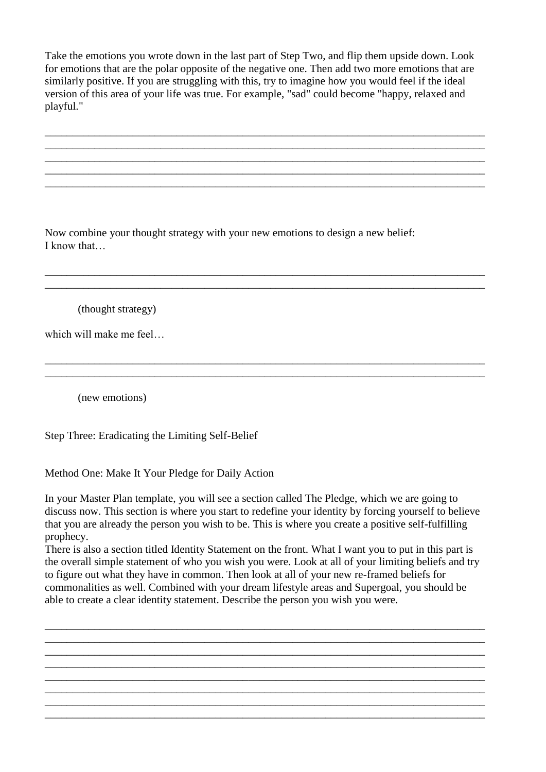Take the emotions you wrote down in the last part of Step Two, and flip them upside down. Look for emotions that are the polar opposite of the negative one. Then add two more emotions that are similarly positive. If you are struggling with this, try to imagine how you would feel if the ideal version of this area of your life was true. For example, "sad" could become "happy, relaxed and playful."

\_\_\_\_\_\_\_\_\_\_\_\_\_\_\_\_\_\_\_\_\_\_\_\_\_\_\_\_\_\_\_\_\_\_\_\_\_\_\_\_\_\_\_\_\_\_\_\_\_\_\_\_\_\_\_\_\_\_\_\_\_\_\_\_\_\_\_\_\_\_\_\_\_\_\_\_\_\_
\_\_\_\_\_\_\_\_\_\_\_\_\_\_\_\_\_\_\_\_\_\_\_\_\_\_\_\_\_\_\_\_\_\_\_\_\_\_\_\_\_\_\_\_\_\_\_\_\_\_\_\_\_\_\_\_\_\_\_\_\_\_\_\_\_\_\_\_\_\_\_\_\_\_\_\_\_\_
\_\_\_\_\_\_\_\_\_\_\_\_\_\_\_\_\_\_\_\_\_\_\_\_\_\_\_\_\_\_\_\_\_\_\_\_\_\_\_\_\_\_\_\_\_\_\_\_\_\_\_\_\_\_\_\_\_\_\_\_\_\_\_\_\_\_\_\_\_\_\_\_\_\_\_\_\_\_
\_\_\_\_\_\_\_\_\_\_\_\_\_\_\_\_\_\_\_\_\_\_\_\_\_\_\_\_\_\_\_\_\_\_\_\_\_\_\_\_\_\_\_\_\_\_\_\_\_\_\_\_\_\_\_\_\_\_\_\_\_\_\_\_\_\_\_\_\_\_\_\_\_\_\_\_\_\_
\_\_\_\_\_\_\_\_\_\_\_\_\_\_\_\_\_\_\_\_\_\_\_\_\_\_\_\_\_\_\_\_\_\_\_\_\_\_\_\_\_\_\_\_\_\_\_\_\_\_\_\_\_\_\_\_\_\_\_\_\_\_\_\_\_\_\_\_\_\_\_\_\_\_\_\_\_\_

Now combine your thought strategy with your new emotions to design a new belief:
I know that…

\_\_\_\_\_\_\_\_\_\_\_\_\_\_\_\_\_\_\_\_\_\_\_\_\_\_\_\_\_\_\_\_\_\_\_\_\_\_\_\_\_\_\_\_\_\_\_\_\_\_\_\_\_\_\_\_\_\_\_\_\_\_\_\_\_\_\_\_\_\_\_\_\_\_\_\_\_\_
\_\_\_\_\_\_\_\_\_\_\_\_\_\_\_\_\_\_\_\_\_\_\_\_\_\_\_\_\_\_\_\_\_\_\_\_\_\_\_\_\_\_\_\_\_\_\_\_\_\_\_\_\_\_\_\_\_\_\_\_\_\_\_\_\_\_\_\_\_\_\_\_\_\_\_\_\_\_

(thought strategy)

which will make me feel…

\_\_\_\_\_\_\_\_\_\_\_\_\_\_\_\_\_\_\_\_\_\_\_\_\_\_\_\_\_\_\_\_\_\_\_\_\_\_\_\_\_\_\_\_\_\_\_\_\_\_\_\_\_\_\_\_\_\_\_\_\_\_\_\_\_\_\_\_\_\_\_\_\_\_\_\_\_\_
\_\_\_\_\_\_\_\_\_\_\_\_\_\_\_\_\_\_\_\_\_\_\_\_\_\_\_\_\_\_\_\_\_\_\_\_\_\_\_\_\_\_\_\_\_\_\_\_\_\_\_\_\_\_\_\_\_\_\_\_\_\_\_\_\_\_\_\_\_\_\_\_\_\_\_\_\_\_

(new emotions)

## Step Three: Eradicating the Limiting Self-Belief

### Method One: Make It Your Pledge for Daily Action

In your Master Plan template, you will see a section called The Pledge, which we are going to discuss now. This section is where you start to redefine your identity by forcing yourself to believe that you are already the person you wish to be. This is where you create a positive self-fulfilling prophecy.
There is also a section titled Identity Statement on the front. What I want you to put in this part is the overall simple statement of who you wish you were. Look at all of your limiting beliefs and try to figure out what they have in common. Then look at all of your new re-framed beliefs for commonalities as well. Combined with your dream lifestyle areas and Supergoal, you should be able to create a clear identity statement. Describe the person you wish you were.

\_\_\_\_\_\_\_\_\_\_\_\_\_\_\_\_\_\_\_\_\_\_\_\_\_\_\_\_\_\_\_\_\_\_\_\_\_\_\_\_\_\_\_\_\_\_\_\_\_\_\_\_\_\_\_\_\_\_\_\_\_\_\_\_\_\_\_\_\_\_\_\_\_\_\_\_\_\_
\_\_\_\_\_\_\_\_\_\_\_\_\_\_\_\_\_\_\_\_\_\_\_\_\_\_\_\_\_\_\_\_\_\_\_\_\_\_\_\_\_\_\_\_\_\_\_\_\_\_\_\_\_\_\_\_\_\_\_\_\_\_\_\_\_\_\_\_\_\_\_\_\_\_\_\_\_\_
\_\_\_\_\_\_\_\_\_\_\_\_\_\_\_\_\_\_\_\_\_\_\_\_\_\_\_\_\_\_\_\_\_\_\_\_\_\_\_\_\_\_\_\_\_\_\_\_\_\_\_\_\_\_\_\_\_\_\_\_\_\_\_\_\_\_\_\_\_\_\_\_\_\_\_\_\_\_
\_\_\_\_\_\_\_\_\_\_\_\_\_\_\_\_\_\_\_\_\_\_\_\_\_\_\_\_\_\_\_\_\_\_\_\_\_\_\_\_\_\_\_\_\_\_\_\_\_\_\_\_\_\_\_\_\_\_\_\_\_\_\_\_\_\_\_\_\_\_\_\_\_\_\_\_\_\_
\_\_\_\_\_\_\_\_\_\_\_\_\_\_\_\_\_\_\_\_\_\_\_\_\_\_\_\_\_\_\_\_\_\_\_\_\_\_\_\_\_\_\_\_\_\_\_\_\_\_\_\_\_\_\_\_\_\_\_\_\_\_\_\_\_\_\_\_\_\_\_\_\_\_\_\_\_\_
\_\_\_\_\_\_\_\_\_\_\_\_\_\_\_\_\_\_\_\_\_\_\_\_\_\_\_\_\_\_\_\_\_\_\_\_\_\_\_\_\_\_\_\_\_\_\_\_\_\_\_\_\_\_\_\_\_\_\_\_\_\_\_\_\_\_\_\_\_\_\_\_\_\_\_\_\_\_
\_\_\_\_\_\_\_\_\_\_\_\_\_\_\_\_\_\_\_\_\_\_\_\_\_\_\_\_\_\_\_\_\_\_\_\_\_\_\_\_\_\_\_\_\_\_\_\_\_\_\_\_\_\_\_\_\_\_\_\_\_\_\_\_\_\_\_\_\_\_\_\_\_\_\_\_\_\_
\_\_\_\_\_\_\_\_\_\_\_\_\_\_\_\_\_\_\_\_\_\_\_\_\_\_\_\_\_\_\_\_\_\_\_\_\_\_\_\_\_\_\_\_\_\_\_\_\_\_\_\_\_\_\_\_\_\_\_\_\_\_\_\_\_\_\_\_\_\_\_\_\_\_\_\_\_\_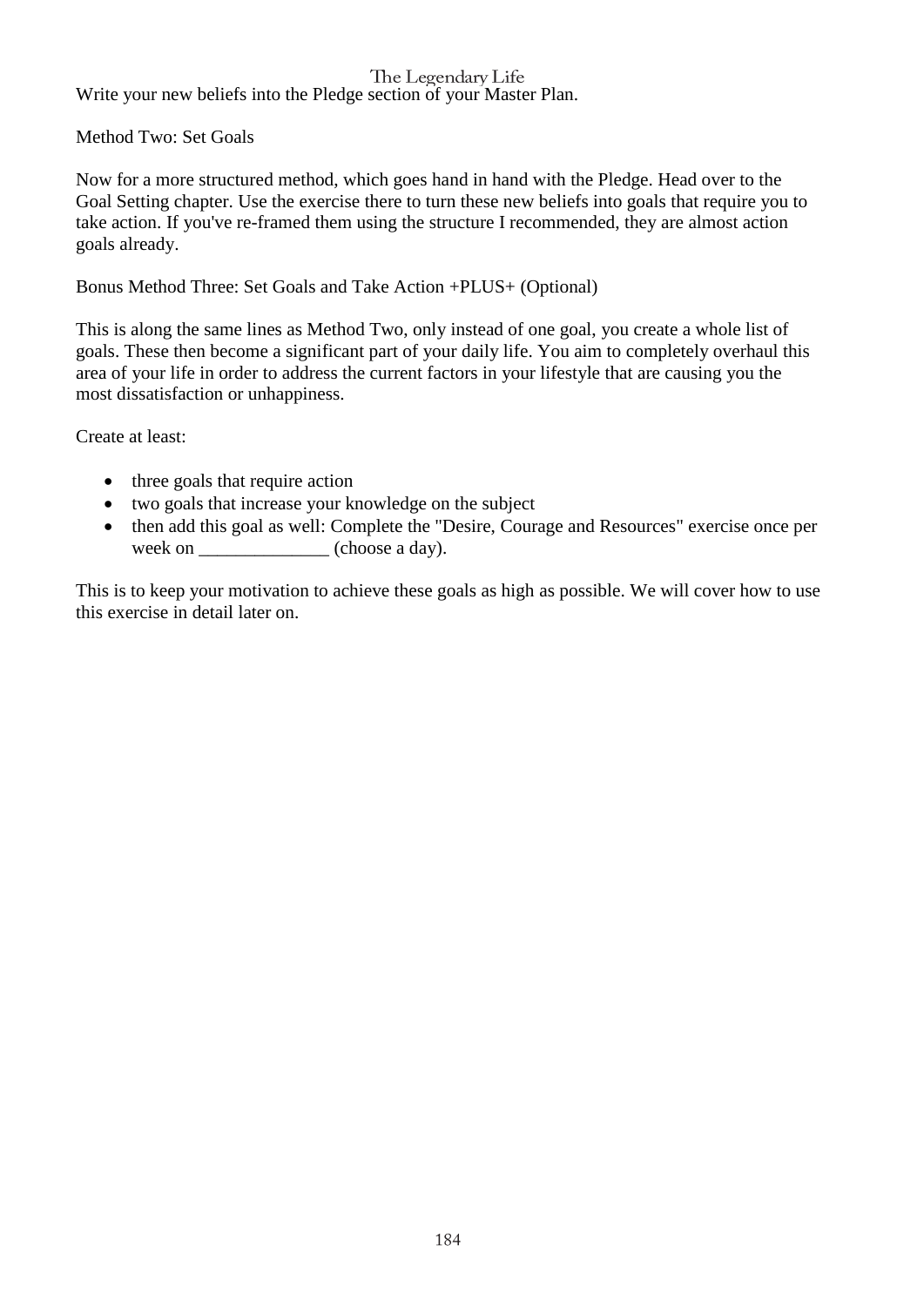Write your new beliefs into the Pledge section of your Master Plan.

### Method Two: Set Goals

Now for a more structured method, which goes hand in hand with the Pledge. Head over to the Goal Setting chapter. Use the exercise there to turn these new beliefs into goals that require you to take action. If you've re-framed them using the structure I recommended, they are almost action goals already.

### Bonus Method Three: Set Goals and Take Action +PLUS+ (Optional)

This is along the same lines as Method Two, only instead of one goal, you create a whole list of goals. These then become a significant part of your daily life. You aim to completely overhaul this area of your life in order to address the current factors in your lifestyle that are causing you the most dissatisfaction or unhappiness.

Create at least:

- three goals that require action
- two goals that increase your knowledge on the subject
- then add this goal as well: Complete the "Desire, Courage and Resources" exercise once per week on ______________ (choose a day).

This is to keep your motivation to achieve these goals as high as possible. We will cover how to use this exercise in detail later on.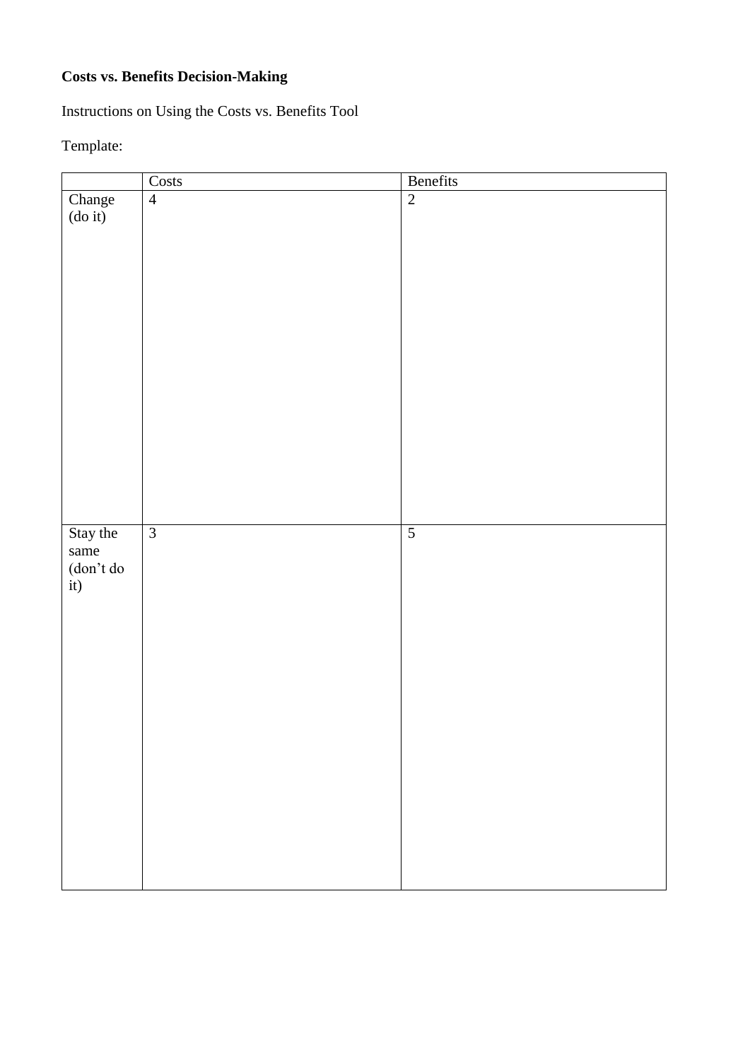**Costs vs. Benefits Decision-Making**

Instructions on Using the Costs vs. Benefits Tool

Template:

| | Costs | Benefits |
|---|---|---|
| Change (do it) | 4 | 2 |
| Stay the same (don't do it) | 3 | 5 |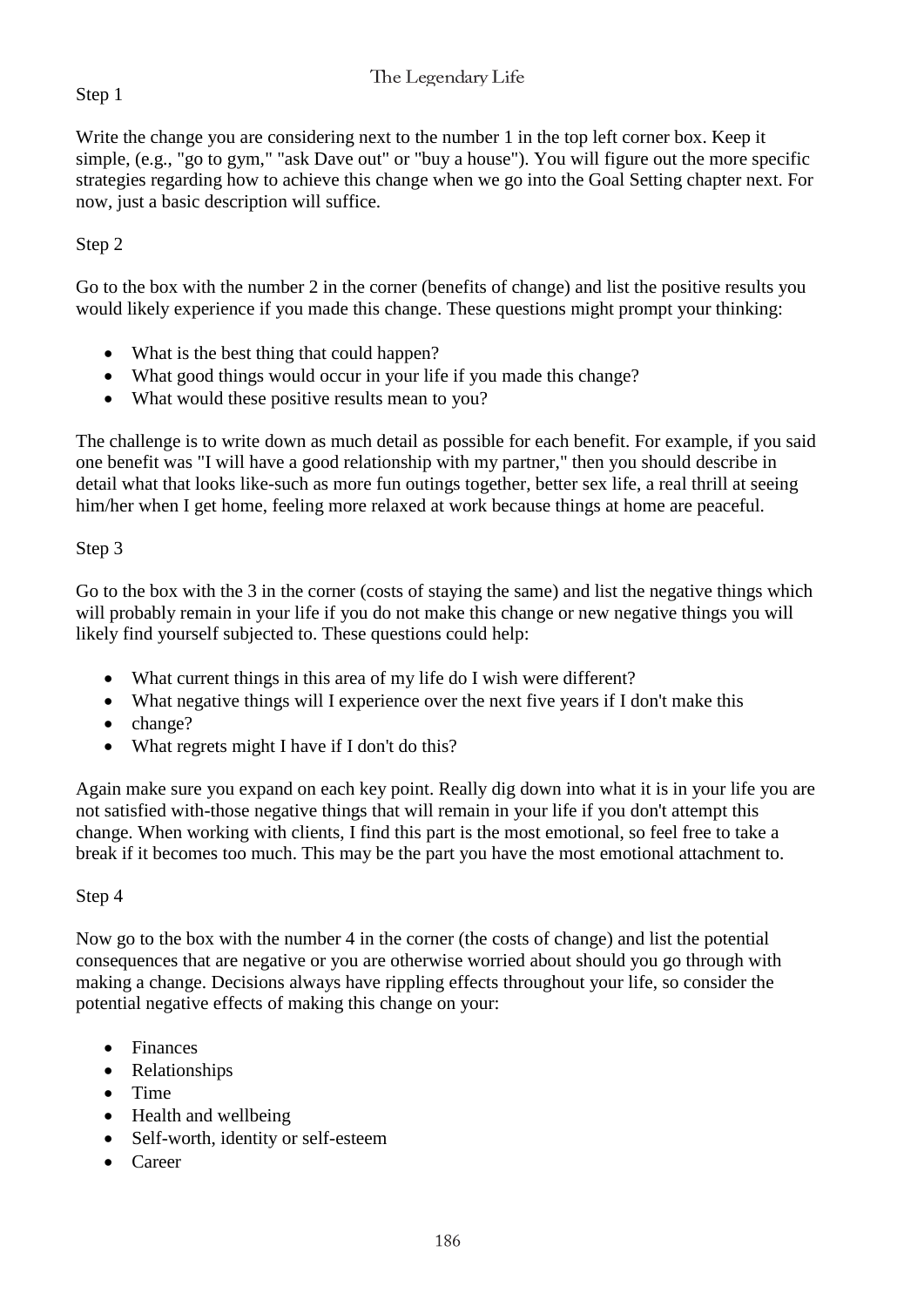Step 1

Write the change you are considering next to the number 1 in the top left corner box. Keep it simple, (e.g., "go to gym," "ask Dave out" or "buy a house"). You will figure out the more specific strategies regarding how to achieve this change when we go into the Goal Setting chapter next. For now, just a basic description will suffice.

Step 2

Go to the box with the number 2 in the corner (benefits of change) and list the positive results you would likely experience if you made this change. These questions might prompt your thinking:

- What is the best thing that could happen?
- What good things would occur in your life if you made this change?
- What would these positive results mean to you?

The challenge is to write down as much detail as possible for each benefit. For example, if you said one benefit was "I will have a good relationship with my partner," then you should describe in detail what that looks like-such as more fun outings together, better sex life, a real thrill at seeing him/her when I get home, feeling more relaxed at work because things at home are peaceful.

Step 3

Go to the box with the 3 in the corner (costs of staying the same) and list the negative things which will probably remain in your life if you do not make this change or new negative things you will likely find yourself subjected to. These questions could help:

- What current things in this area of my life do I wish were different?
- What negative things will I experience over the next five years if I don't make this
- change?
- What regrets might I have if I don't do this?

Again make sure you expand on each key point. Really dig down into what it is in your life you are not satisfied with-those negative things that will remain in your life if you don't attempt this change. When working with clients, I find this part is the most emotional, so feel free to take a break if it becomes too much. This may be the part you have the most emotional attachment to.

Step 4

Now go to the box with the number 4 in the corner (the costs of change) and list the potential consequences that are negative or you are otherwise worried about should you go through with making a change. Decisions always have rippling effects throughout your life, so consider the potential negative effects of making this change on your:

- Finances
- Relationships
- Time
- Health and wellbeing
- Self-worth, identity or self-esteem
- Career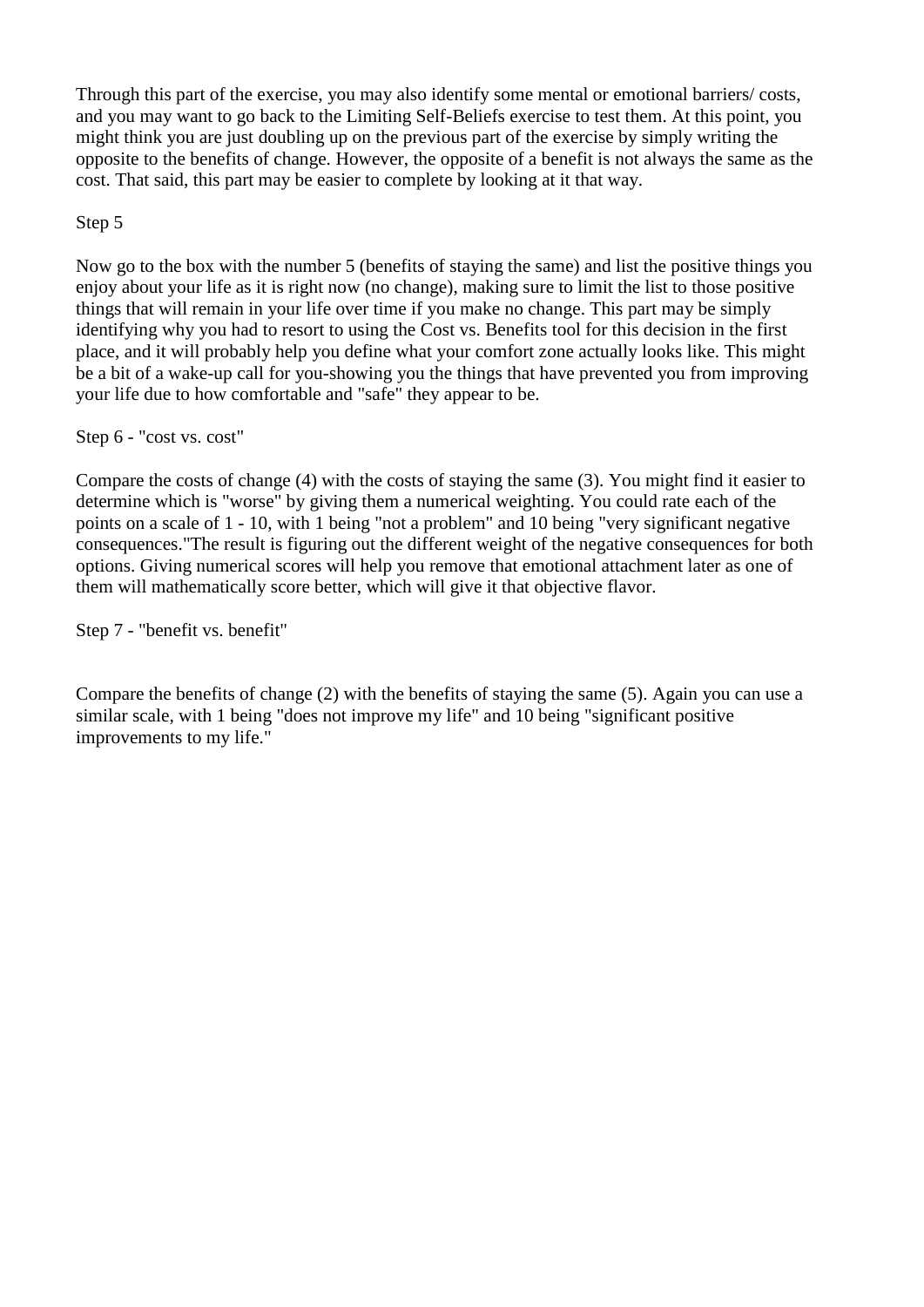Through this part of the exercise, you may also identify some mental or emotional barriers/ costs, and you may want to go back to the Limiting Self-Beliefs exercise to test them. At this point, you might think you are just doubling up on the previous part of the exercise by simply writing the opposite to the benefits of change. However, the opposite of a benefit is not always the same as the cost. That said, this part may be easier to complete by looking at it that way.

Step 5

Now go to the box with the number 5 (benefits of staying the same) and list the positive things you enjoy about your life as it is right now (no change), making sure to limit the list to those positive things that will remain in your life over time if you make no change. This part may be simply identifying why you had to resort to using the Cost vs. Benefits tool for this decision in the first place, and it will probably help you define what your comfort zone actually looks like. This might be a bit of a wake-up call for you-showing you the things that have prevented you from improving your life due to how comfortable and "safe" they appear to be.

Step 6 - "cost vs. cost"

Compare the costs of change (4) with the costs of staying the same (3). You might find it easier to determine which is "worse" by giving them a numerical weighting. You could rate each of the points on a scale of 1 - 10, with 1 being "not a problem" and 10 being "very significant negative consequences."The result is figuring out the different weight of the negative consequences for both options. Giving numerical scores will help you remove that emotional attachment later as one of them will mathematically score better, which will give it that objective flavor.

Step 7 - "benefit vs. benefit"

Compare the benefits of change (2) with the benefits of staying the same (5). Again you can use a similar scale, with 1 being "does not improve my life" and 10 being "significant positive improvements to my life."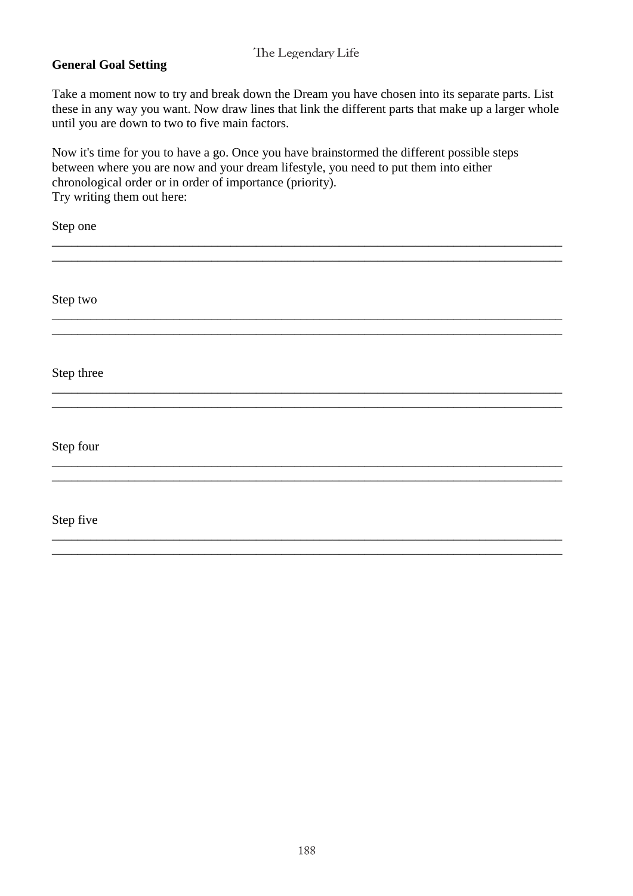## General Goal Setting

Take a moment now to try and break down the Dream you have chosen into its separate parts. List these in any way you want. Now draw lines that link the different parts that make up a larger whole until you are down to two to five main factors.

Now it's time for you to have a go. Once you have brainstormed the different possible steps between where you are now and your dream lifestyle, you need to put them into either chronological order or in order of importance (priority).
Try writing them out here:

Step one

\_\_\_\_\_\_\_\_\_\_\_\_\_\_\_\_\_\_\_\_\_\_\_\_\_\_\_\_\_\_\_\_\_\_\_\_\_\_\_\_\_\_\_\_\_\_\_\_\_\_\_\_\_\_\_\_\_\_\_\_\_\_\_\_\_\_\_\_\_\_\_\_\_\_\_\_\_\_
\_\_\_\_\_\_\_\_\_\_\_\_\_\_\_\_\_\_\_\_\_\_\_\_\_\_\_\_\_\_\_\_\_\_\_\_\_\_\_\_\_\_\_\_\_\_\_\_\_\_\_\_\_\_\_\_\_\_\_\_\_\_\_\_\_\_\_\_\_\_\_\_\_\_\_\_\_\_

Step two

\_\_\_\_\_\_\_\_\_\_\_\_\_\_\_\_\_\_\_\_\_\_\_\_\_\_\_\_\_\_\_\_\_\_\_\_\_\_\_\_\_\_\_\_\_\_\_\_\_\_\_\_\_\_\_\_\_\_\_\_\_\_\_\_\_\_\_\_\_\_\_\_\_\_\_\_\_\_
\_\_\_\_\_\_\_\_\_\_\_\_\_\_\_\_\_\_\_\_\_\_\_\_\_\_\_\_\_\_\_\_\_\_\_\_\_\_\_\_\_\_\_\_\_\_\_\_\_\_\_\_\_\_\_\_\_\_\_\_\_\_\_\_\_\_\_\_\_\_\_\_\_\_\_\_\_\_

Step three

\_\_\_\_\_\_\_\_\_\_\_\_\_\_\_\_\_\_\_\_\_\_\_\_\_\_\_\_\_\_\_\_\_\_\_\_\_\_\_\_\_\_\_\_\_\_\_\_\_\_\_\_\_\_\_\_\_\_\_\_\_\_\_\_\_\_\_\_\_\_\_\_\_\_\_\_\_\_
\_\_\_\_\_\_\_\_\_\_\_\_\_\_\_\_\_\_\_\_\_\_\_\_\_\_\_\_\_\_\_\_\_\_\_\_\_\_\_\_\_\_\_\_\_\_\_\_\_\_\_\_\_\_\_\_\_\_\_\_\_\_\_\_\_\_\_\_\_\_\_\_\_\_\_\_\_\_

Step four

\_\_\_\_\_\_\_\_\_\_\_\_\_\_\_\_\_\_\_\_\_\_\_\_\_\_\_\_\_\_\_\_\_\_\_\_\_\_\_\_\_\_\_\_\_\_\_\_\_\_\_\_\_\_\_\_\_\_\_\_\_\_\_\_\_\_\_\_\_\_\_\_\_\_\_\_\_\_
\_\_\_\_\_\_\_\_\_\_\_\_\_\_\_\_\_\_\_\_\_\_\_\_\_\_\_\_\_\_\_\_\_\_\_\_\_\_\_\_\_\_\_\_\_\_\_\_\_\_\_\_\_\_\_\_\_\_\_\_\_\_\_\_\_\_\_\_\_\_\_\_\_\_\_\_\_\_

Step five

\_\_\_\_\_\_\_\_\_\_\_\_\_\_\_\_\_\_\_\_\_\_\_\_\_\_\_\_\_\_\_\_\_\_\_\_\_\_\_\_\_\_\_\_\_\_\_\_\_\_\_\_\_\_\_\_\_\_\_\_\_\_\_\_\_\_\_\_\_\_\_\_\_\_\_\_\_\_
\_\_\_\_\_\_\_\_\_\_\_\_\_\_\_\_\_\_\_\_\_\_\_\_\_\_\_\_\_\_\_\_\_\_\_\_\_\_\_\_\_\_\_\_\_\_\_\_\_\_\_\_\_\_\_\_\_\_\_\_\_\_\_\_\_\_\_\_\_\_\_\_\_\_\_\_\_\_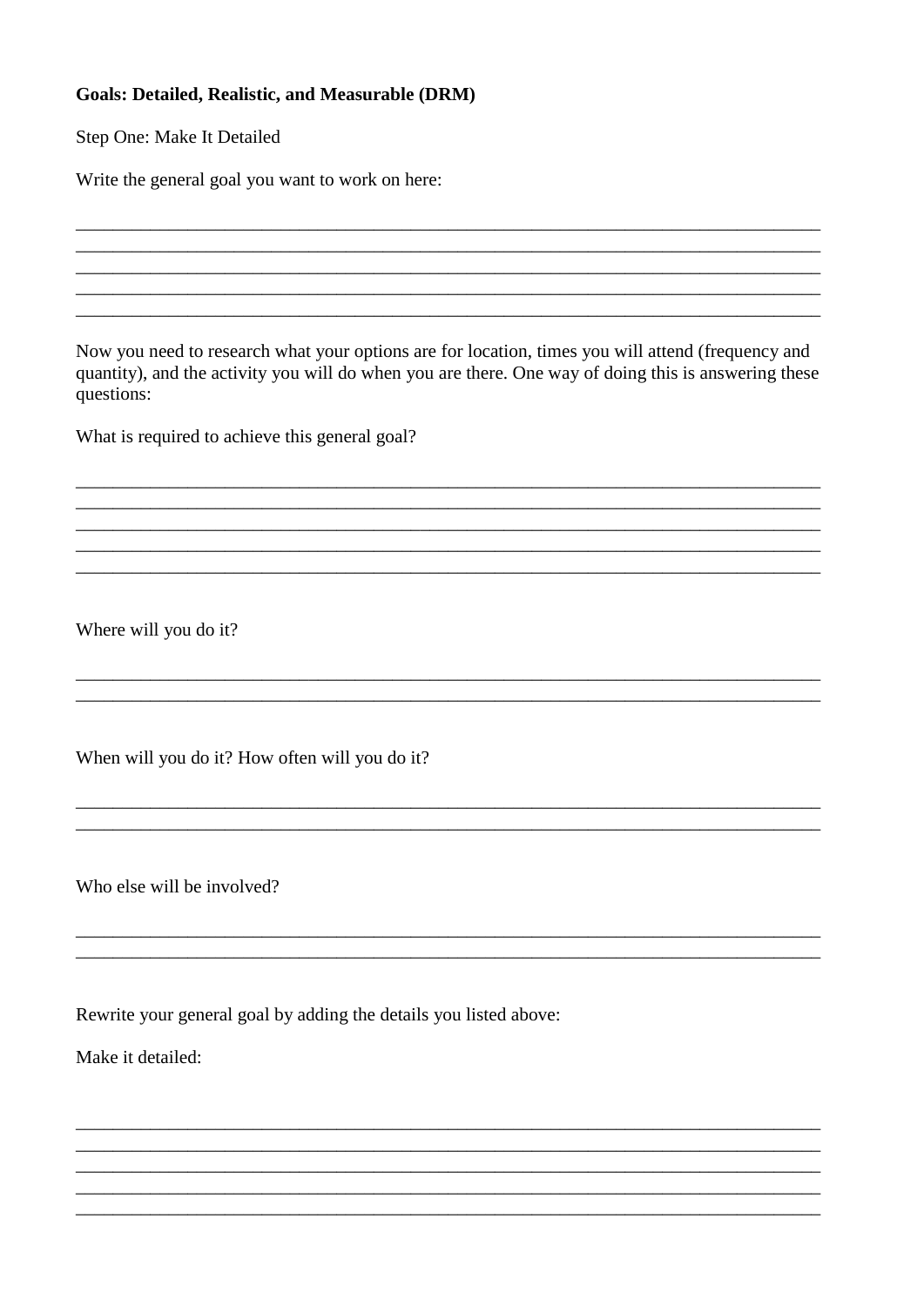**Goals: Detailed, Realistic, and Measurable (DRM)**

Step One: Make It Detailed

Write the general goal you want to work on here:

_______________________________________________________________________________
_______________________________________________________________________________
_______________________________________________________________________________
_______________________________________________________________________________
_______________________________________________________________________________

Now you need to research what your options are for location, times you will attend (frequency and quantity), and the activity you will do when you are there. One way of doing this is answering these questions:

What is required to achieve this general goal?

_______________________________________________________________________________
_______________________________________________________________________________
_______________________________________________________________________________
_______________________________________________________________________________
_______________________________________________________________________________

Where will you do it?

_______________________________________________________________________________
_______________________________________________________________________________

When will you do it? How often will you do it?

_______________________________________________________________________________
_______________________________________________________________________________

Who else will be involved?

_______________________________________________________________________________
_______________________________________________________________________________

Rewrite your general goal by adding the details you listed above:

Make it detailed:

_______________________________________________________________________________
_______________________________________________________________________________
_______________________________________________________________________________
_______________________________________________________________________________
_______________________________________________________________________________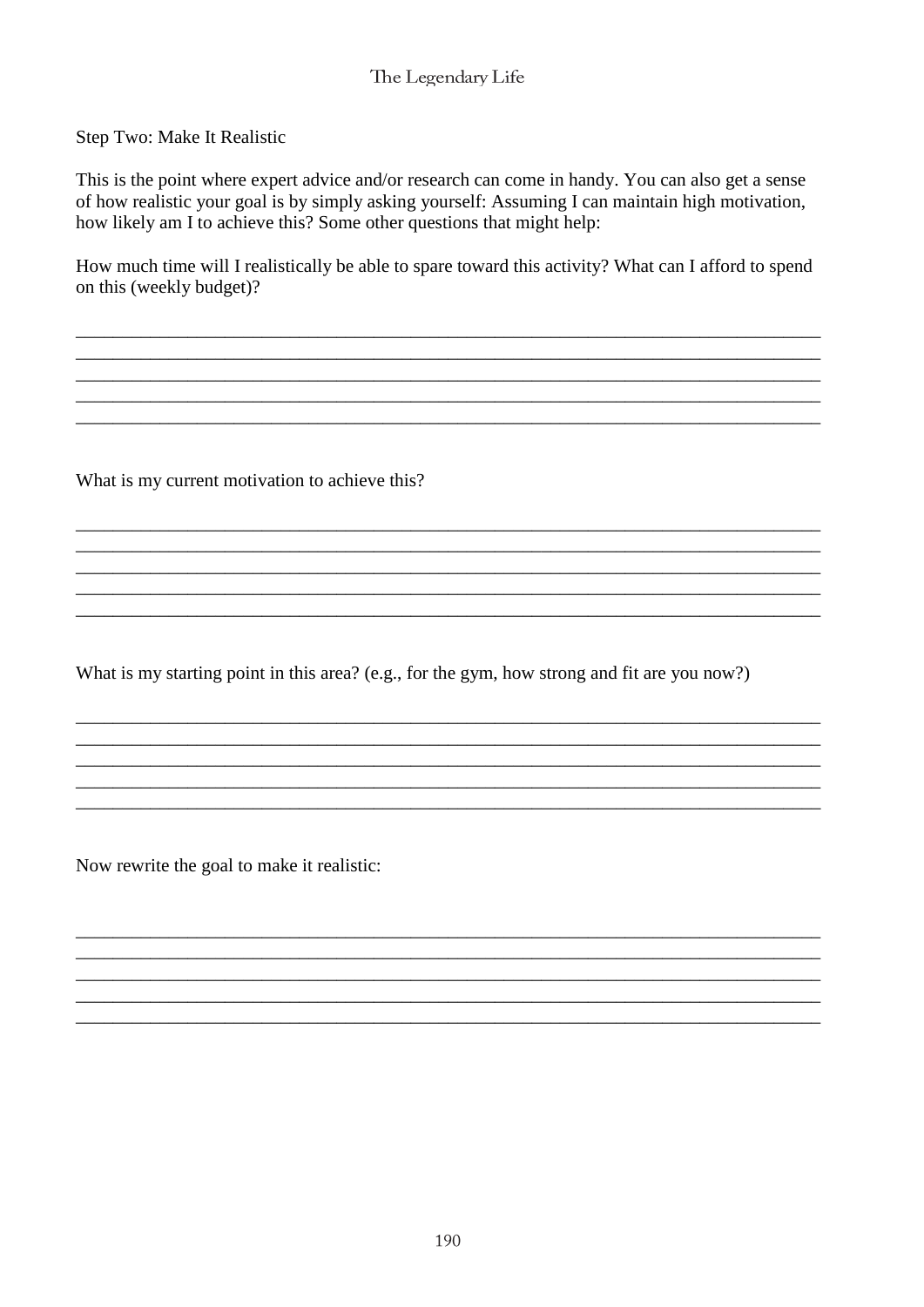Step Two: Make It Realistic

This is the point where expert advice and/or research can come in handy. You can also get a sense of how realistic your goal is by simply asking yourself: Assuming I can maintain high motivation, how likely am I to achieve this? Some other questions that might help:

How much time will I realistically be able to spare toward this activity? What can I afford to spend on this (weekly budget)?

_______________________________________________________________________________
_______________________________________________________________________________
_______________________________________________________________________________
_______________________________________________________________________________
_______________________________________________________________________________

What is my current motivation to achieve this?

_______________________________________________________________________________
_______________________________________________________________________________
_______________________________________________________________________________
_______________________________________________________________________________
_______________________________________________________________________________

What is my starting point in this area? (e.g., for the gym, how strong and fit are you now?)

_______________________________________________________________________________
_______________________________________________________________________________
_______________________________________________________________________________
_______________________________________________________________________________
_______________________________________________________________________________

Now rewrite the goal to make it realistic:

_______________________________________________________________________________
_______________________________________________________________________________
_______________________________________________________________________________
_______________________________________________________________________________
_______________________________________________________________________________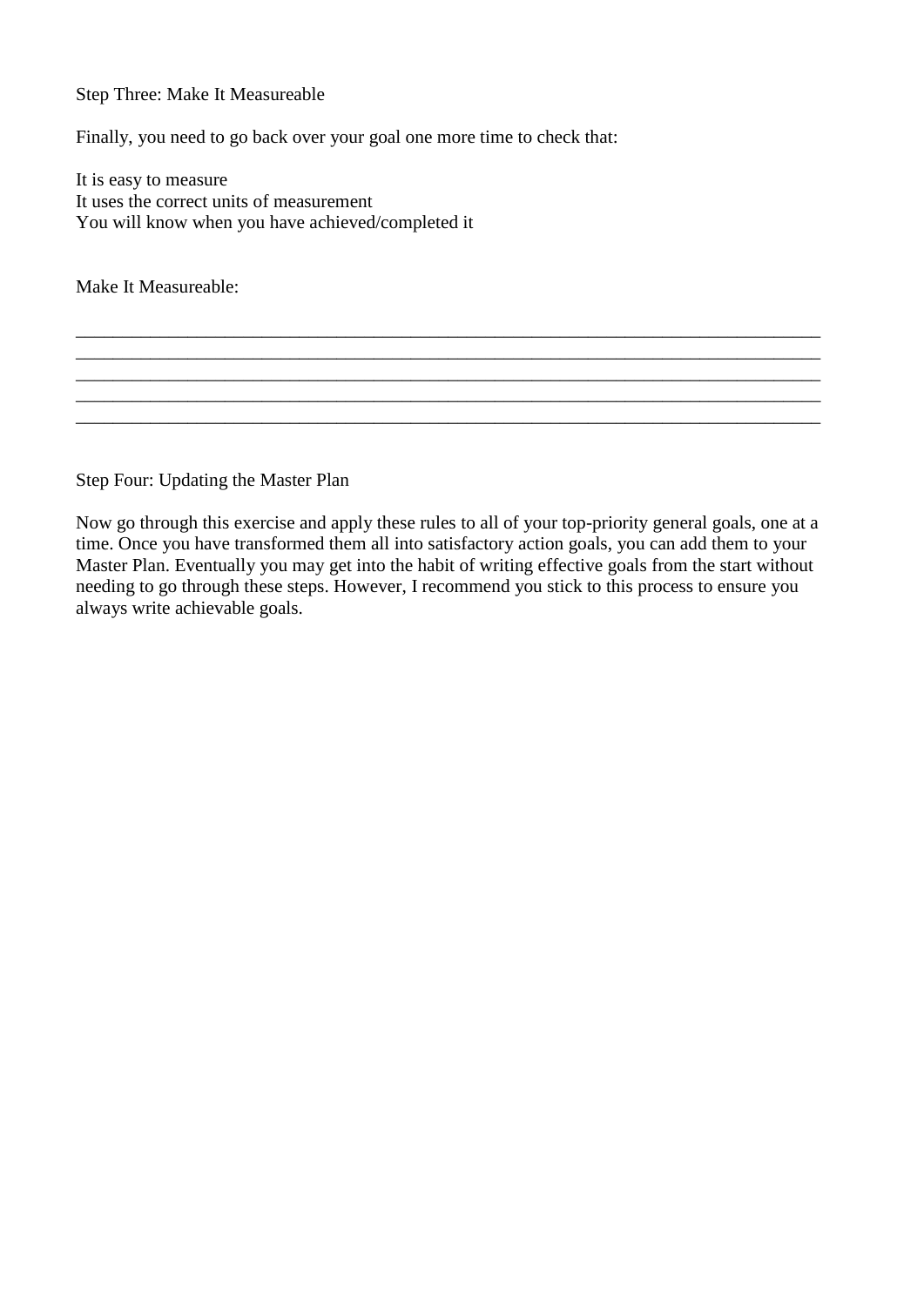Step Three: Make It Measureable

Finally, you need to go back over your goal one more time to check that:

It is easy to measure
It uses the correct units of measurement
You will know when you have achieved/completed it

Make It Measureable:

_____________________________________________________________________________
_____________________________________________________________________________
_____________________________________________________________________________
_____________________________________________________________________________
_____________________________________________________________________________

Step Four: Updating the Master Plan

Now go through this exercise and apply these rules to all of your top-priority general goals, one at a time. Once you have transformed them all into satisfactory action goals, you can add them to your Master Plan. Eventually you may get into the habit of writing effective goals from the start without needing to go through these steps. However, I recommend you stick to this process to ensure you always write achievable goals.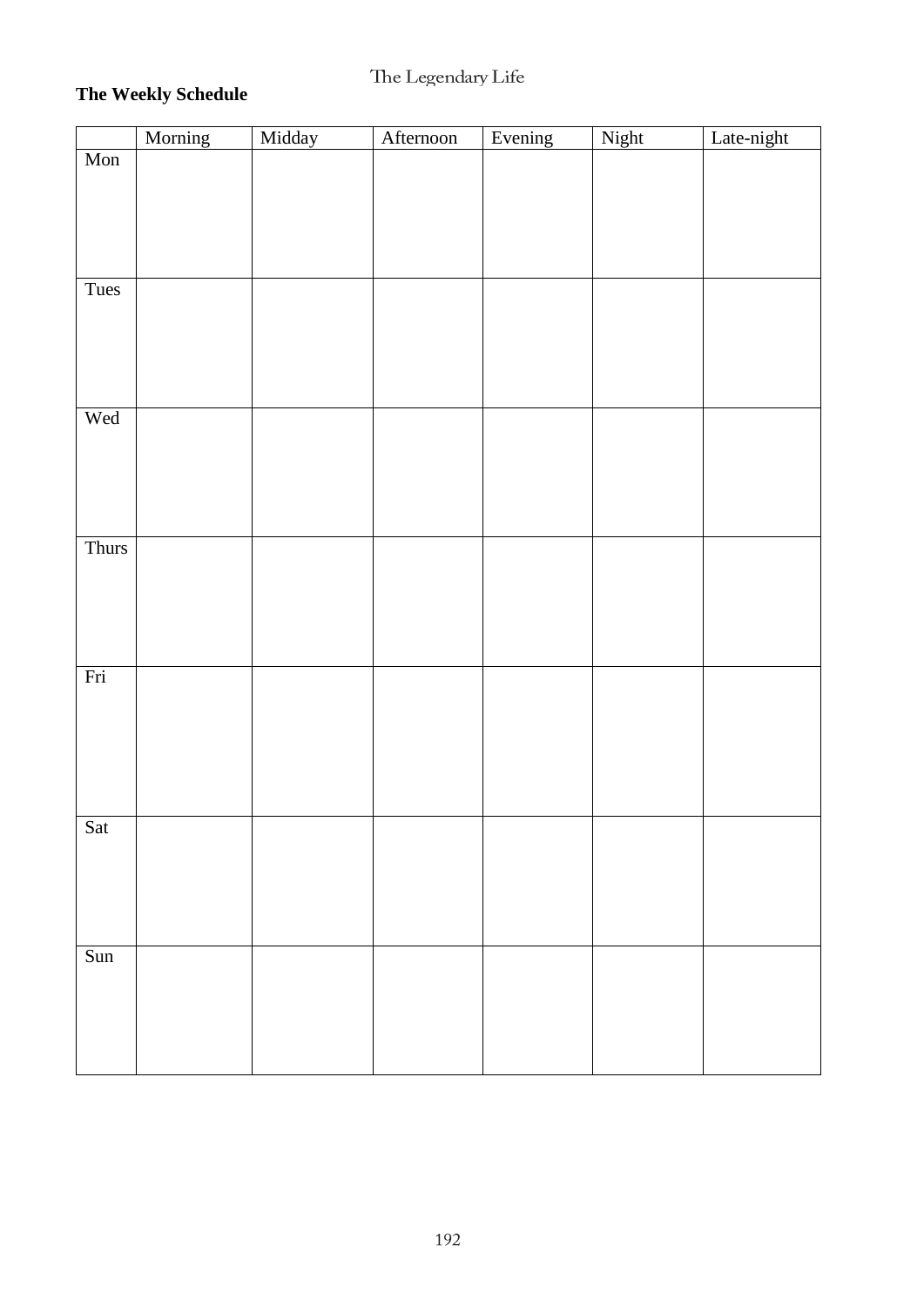**The Weekly Schedule**

| | Morning | Midday | Afternoon | Evening | Night | Late-night |
|---|---|---|---|---|---|---|
| Mon | | | | | | |
| Tues | | | | | | |
| Wed | | | | | | |
| Thurs | | | | | | |
| Fri | | | | | | |
| Sat | | | | | | |
| Sun | | | | | | |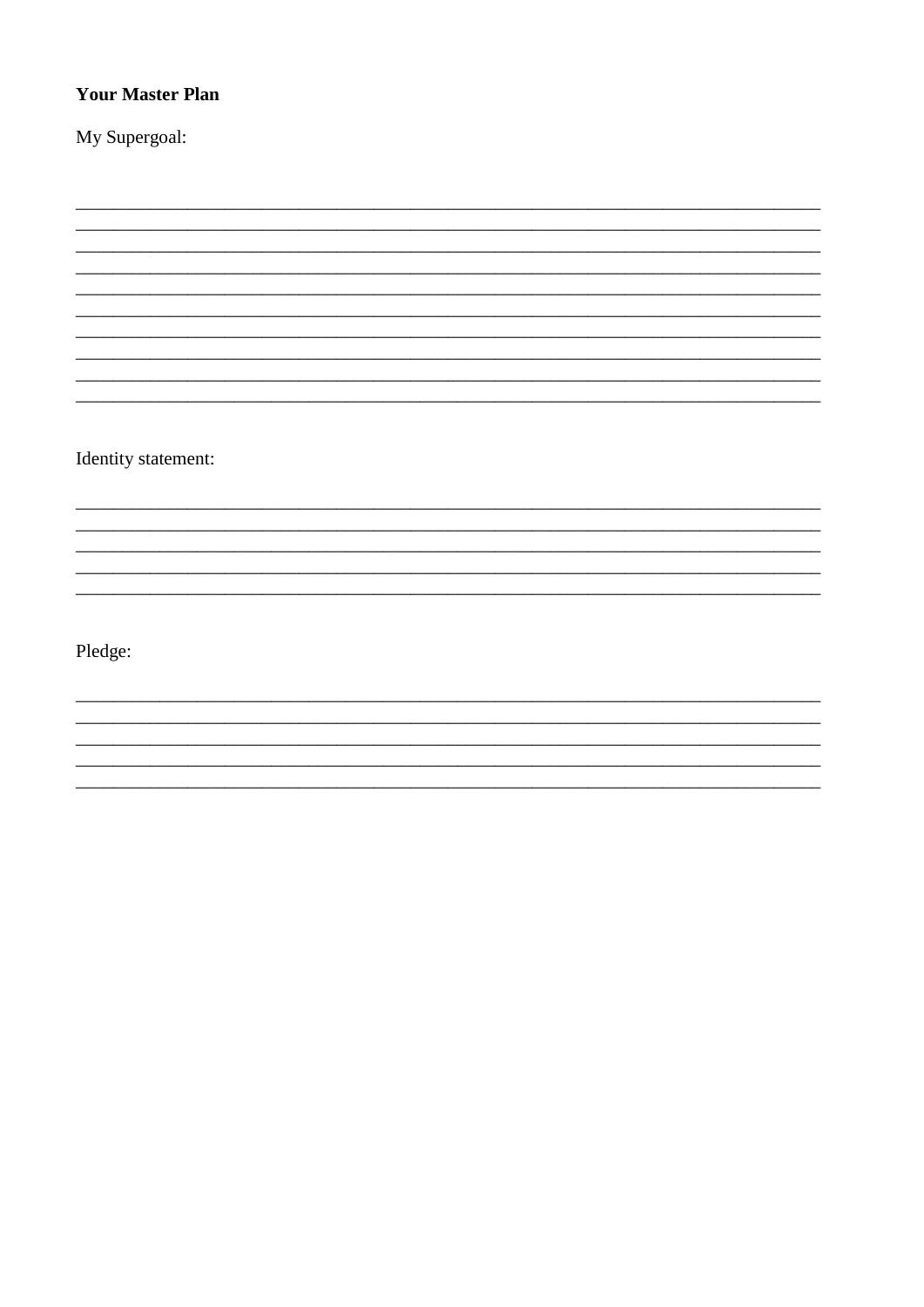**Your Master Plan**

My Supergoal:

___________________________________________________________________________
___________________________________________________________________________
___________________________________________________________________________
___________________________________________________________________________
___________________________________________________________________________
___________________________________________________________________________
___________________________________________________________________________
___________________________________________________________________________
___________________________________________________________________________
___________________________________________________________________________

Identity statement:

___________________________________________________________________________
___________________________________________________________________________
___________________________________________________________________________
___________________________________________________________________________
___________________________________________________________________________

Pledge:

___________________________________________________________________________
___________________________________________________________________________
___________________________________________________________________________
___________________________________________________________________________
___________________________________________________________________________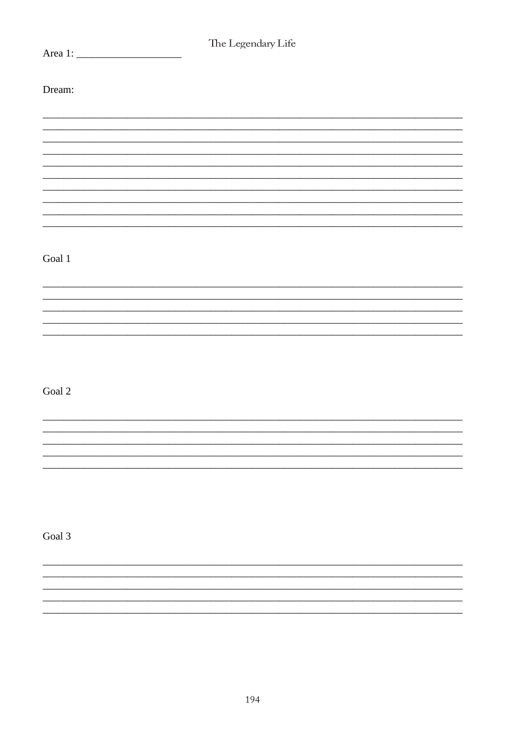Area 1: ____________________

Dream:

________________________________________________________________________________
________________________________________________________________________________
________________________________________________________________________________
________________________________________________________________________________
________________________________________________________________________________
________________________________________________________________________________
________________________________________________________________________________
________________________________________________________________________________
________________________________________________________________________________
________________________________________________________________________________

Goal 1

________________________________________________________________________________
________________________________________________________________________________
________________________________________________________________________________
________________________________________________________________________________
________________________________________________________________________________

Goal 2

________________________________________________________________________________
________________________________________________________________________________
________________________________________________________________________________
________________________________________________________________________________
________________________________________________________________________________

Goal 3

________________________________________________________________________________
________________________________________________________________________________
________________________________________________________________________________
________________________________________________________________________________
________________________________________________________________________________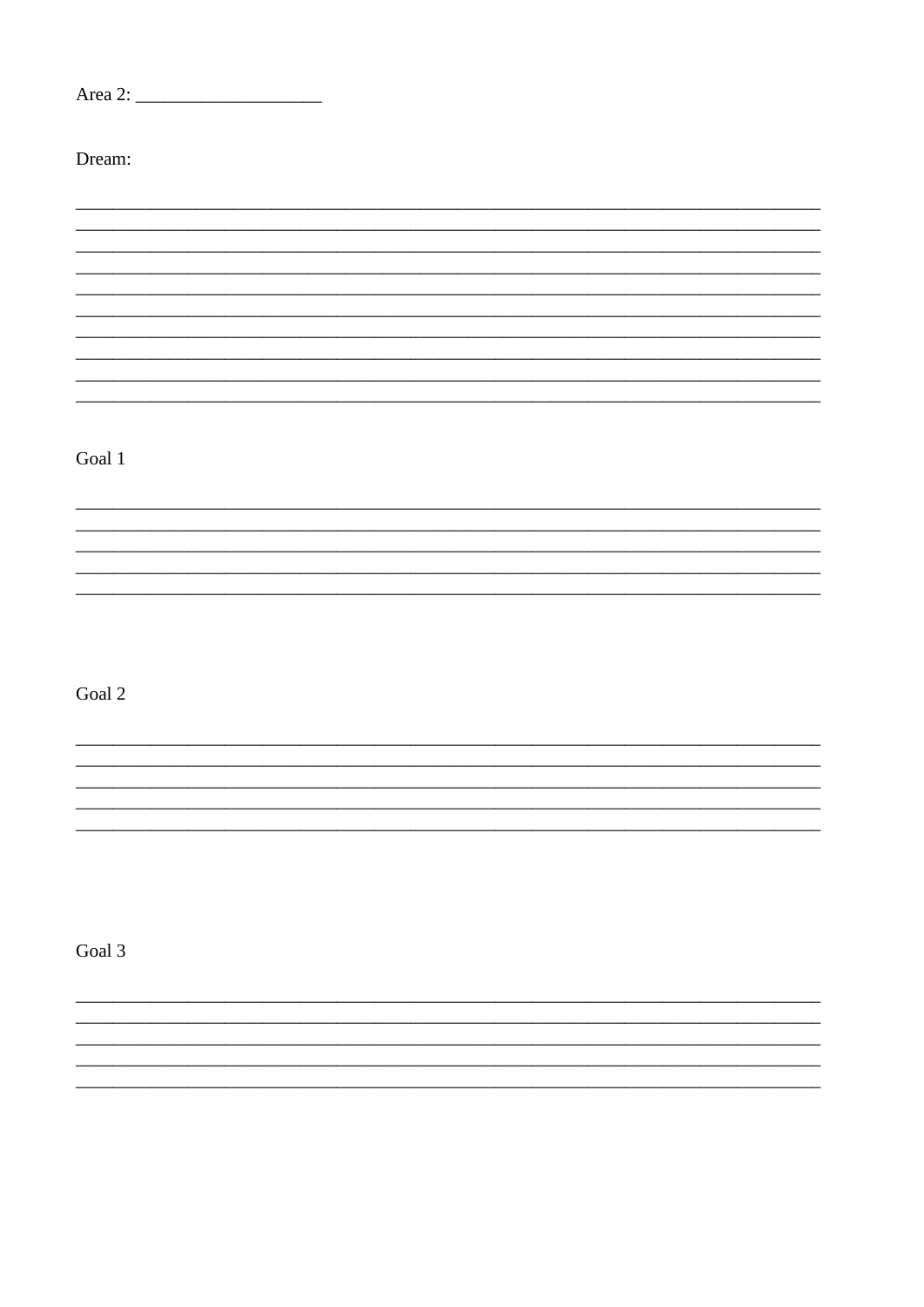Area 2: ____________________

Dream:

___________________________________________________________________________
___________________________________________________________________________
___________________________________________________________________________
___________________________________________________________________________
___________________________________________________________________________
___________________________________________________________________________
___________________________________________________________________________
___________________________________________________________________________
___________________________________________________________________________
___________________________________________________________________________

Goal 1

___________________________________________________________________________
___________________________________________________________________________
___________________________________________________________________________
___________________________________________________________________________
___________________________________________________________________________

Goal 2

___________________________________________________________________________
___________________________________________________________________________
___________________________________________________________________________
___________________________________________________________________________
___________________________________________________________________________

Goal 3

___________________________________________________________________________
___________________________________________________________________________
___________________________________________________________________________
___________________________________________________________________________
___________________________________________________________________________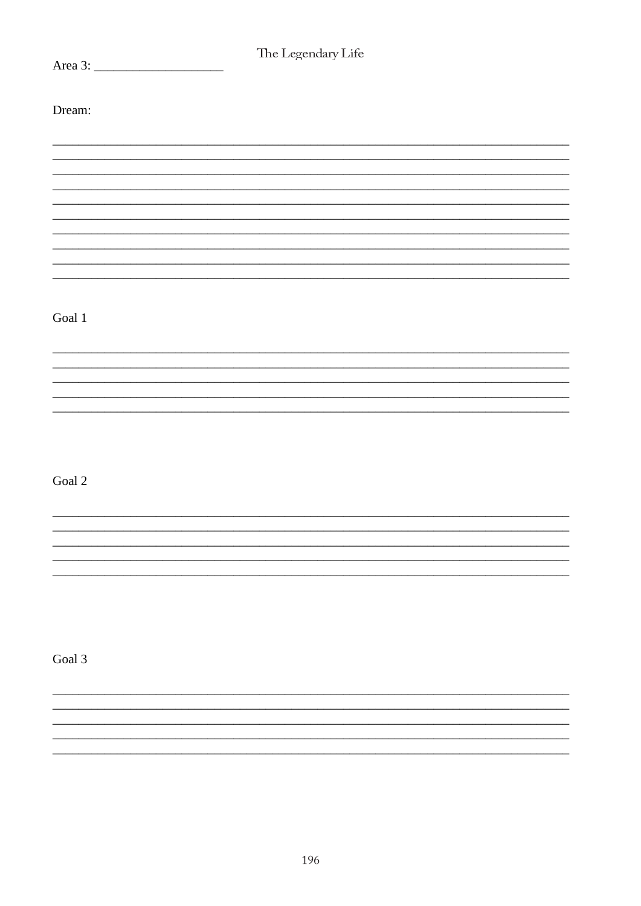Area 3: ____________________

Dream:

___________________________________________________________________________
___________________________________________________________________________
___________________________________________________________________________
___________________________________________________________________________
___________________________________________________________________________
___________________________________________________________________________
___________________________________________________________________________
___________________________________________________________________________
___________________________________________________________________________
___________________________________________________________________________

Goal 1

___________________________________________________________________________
___________________________________________________________________________
___________________________________________________________________________
___________________________________________________________________________
___________________________________________________________________________

Goal 2

___________________________________________________________________________
___________________________________________________________________________
___________________________________________________________________________
___________________________________________________________________________
___________________________________________________________________________

Goal 3

___________________________________________________________________________
___________________________________________________________________________
___________________________________________________________________________
___________________________________________________________________________
___________________________________________________________________________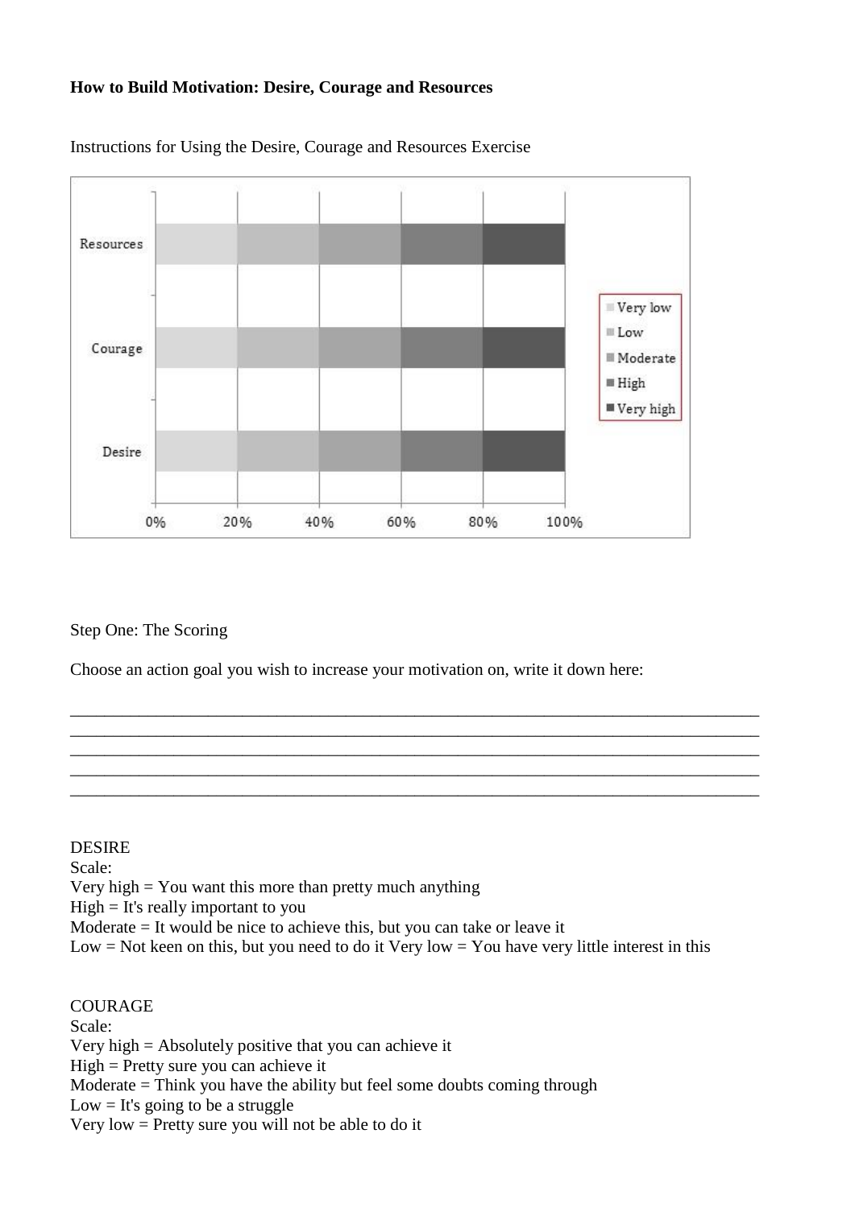**How to Build Motivation: Desire, Courage and Resources**

Instructions for Using the Desire, Courage and Resources Exercise

Step One: The Scoring

Choose an action goal you wish to increase your motivation on, write it down here:

\_\_\_\_\_\_\_\_\_\_\_\_\_\_\_\_\_\_\_\_\_\_\_\_\_\_\_\_\_\_\_\_\_\_\_\_\_\_\_\_\_\_\_\_\_\_\_\_\_\_\_\_\_\_\_\_\_\_\_\_\_\_\_\_\_\_\_\_\_\_\_\_\_\_\_\_
\_\_\_\_\_\_\_\_\_\_\_\_\_\_\_\_\_\_\_\_\_\_\_\_\_\_\_\_\_\_\_\_\_\_\_\_\_\_\_\_\_\_\_\_\_\_\_\_\_\_\_\_\_\_\_\_\_\_\_\_\_\_\_\_\_\_\_\_\_\_\_\_\_\_\_\_
\_\_\_\_\_\_\_\_\_\_\_\_\_\_\_\_\_\_\_\_\_\_\_\_\_\_\_\_\_\_\_\_\_\_\_\_\_\_\_\_\_\_\_\_\_\_\_\_\_\_\_\_\_\_\_\_\_\_\_\_\_\_\_\_\_\_\_\_\_\_\_\_\_\_\_\_
\_\_\_\_\_\_\_\_\_\_\_\_\_\_\_\_\_\_\_\_\_\_\_\_\_\_\_\_\_\_\_\_\_\_\_\_\_\_\_\_\_\_\_\_\_\_\_\_\_\_\_\_\_\_\_\_\_\_\_\_\_\_\_\_\_\_\_\_\_\_\_\_\_\_\_\_
\_\_\_\_\_\_\_\_\_\_\_\_\_\_\_\_\_\_\_\_\_\_\_\_\_\_\_\_\_\_\_\_\_\_\_\_\_\_\_\_\_\_\_\_\_\_\_\_\_\_\_\_\_\_\_\_\_\_\_\_\_\_\_\_\_\_\_\_\_\_\_\_\_\_\_\_

DESIRE
Scale:
Very high = You want this more than pretty much anything
High = It's really important to you
Moderate = It would be nice to achieve this, but you can take or leave it
Low = Not keen on this, but you need to do it Very low = You have very little interest in this

COURAGE
Scale:
Very high = Absolutely positive that you can achieve it
High = Pretty sure you can achieve it
Moderate = Think you have the ability but feel some doubts coming through
Low = It's going to be a struggle
Very low = Pretty sure you will not be able to do it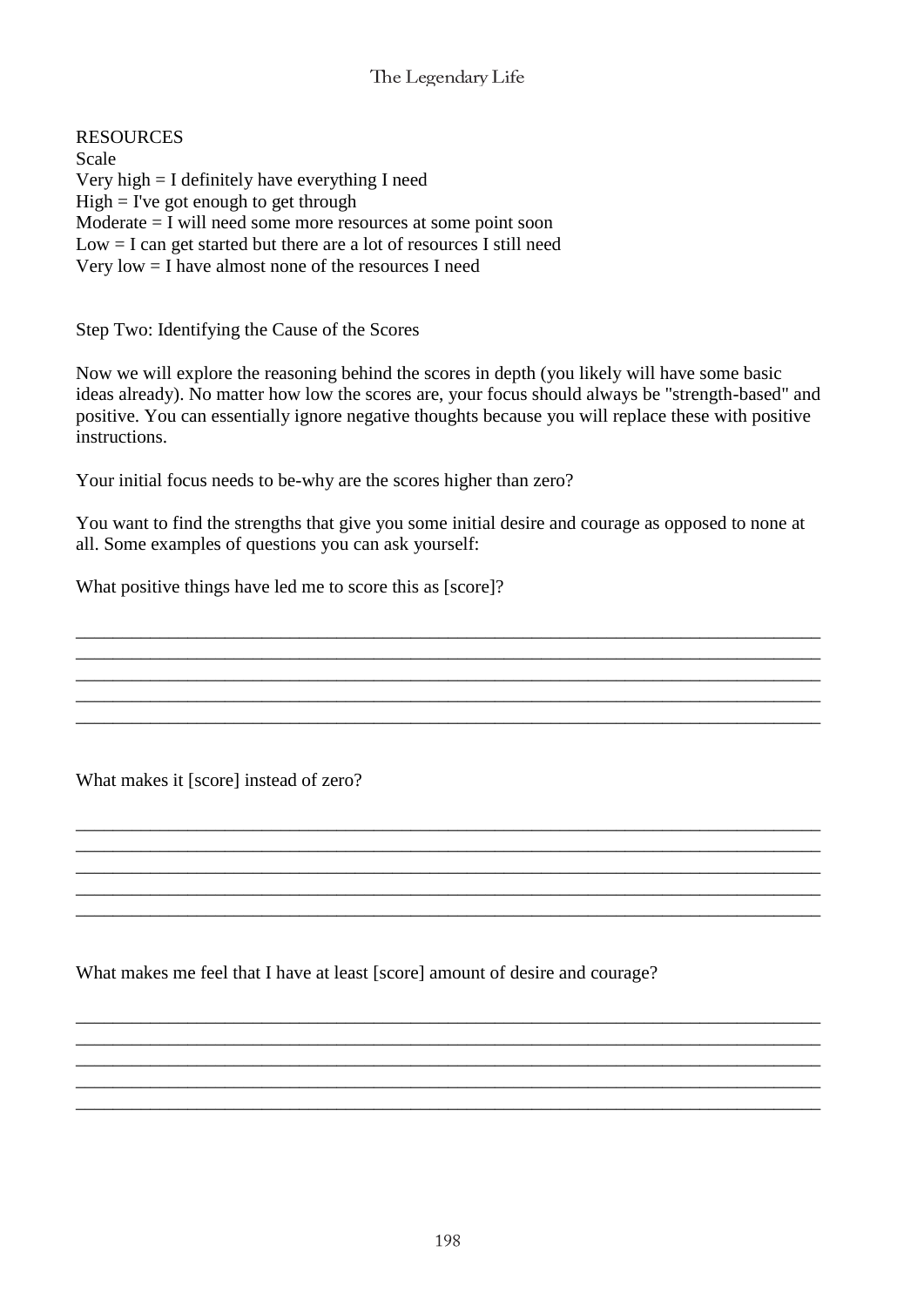RESOURCES

Scale

Very high = I definitely have everything I need
High = I've got enough to get through
Moderate = I will need some more resources at some point soon
Low = I can get started but there are a lot of resources I still need
Very low = I have almost none of the resources I need

Step Two: Identifying the Cause of the Scores

Now we will explore the reasoning behind the scores in depth (you likely will have some basic ideas already). No matter how low the scores are, your focus should always be "strength-based" and positive. You can essentially ignore negative thoughts because you will replace these with positive instructions.

Your initial focus needs to be-why are the scores higher than zero?

You want to find the strengths that give you some initial desire and courage as opposed to none at all. Some examples of questions you can ask yourself:

What positive things have led me to score this as [score]?

______________________________________________________________________________
______________________________________________________________________________
______________________________________________________________________________
______________________________________________________________________________
______________________________________________________________________________

What makes it [score] instead of zero?

______________________________________________________________________________
______________________________________________________________________________
______________________________________________________________________________
______________________________________________________________________________
______________________________________________________________________________

What makes me feel that I have at least [score] amount of desire and courage?

______________________________________________________________________________
______________________________________________________________________________
______________________________________________________________________________
______________________________________________________________________________
______________________________________________________________________________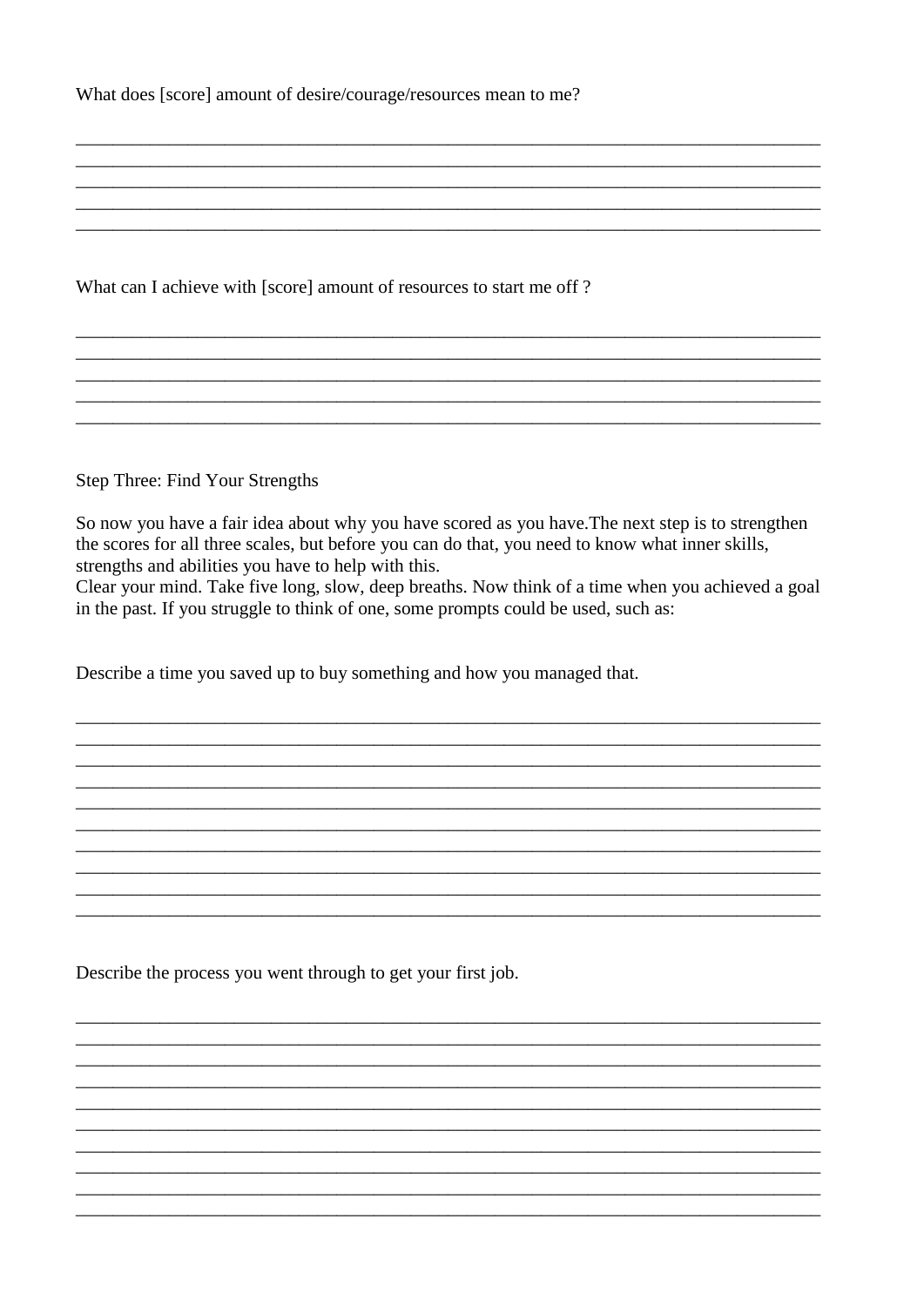What does [score] amount of desire/courage/resources mean to me?

______________________________________________________________________________
______________________________________________________________________________
______________________________________________________________________________
______________________________________________________________________________
______________________________________________________________________________

What can I achieve with [score] amount of resources to start me off ?

______________________________________________________________________________
______________________________________________________________________________
______________________________________________________________________________
______________________________________________________________________________
______________________________________________________________________________

Step Three: Find Your Strengths

So now you have a fair idea about why you have scored as you have.The next step is to strengthen the scores for all three scales, but before you can do that, you need to know what inner skills, strengths and abilities you have to help with this.
Clear your mind. Take five long, slow, deep breaths. Now think of a time when you achieved a goal in the past. If you struggle to think of one, some prompts could be used, such as:

Describe a time you saved up to buy something and how you managed that.

______________________________________________________________________________
______________________________________________________________________________
______________________________________________________________________________
______________________________________________________________________________
______________________________________________________________________________
______________________________________________________________________________
______________________________________________________________________________
______________________________________________________________________________
______________________________________________________________________________
______________________________________________________________________________

Describe the process you went through to get your first job.

______________________________________________________________________________
______________________________________________________________________________
______________________________________________________________________________
______________________________________________________________________________
______________________________________________________________________________
______________________________________________________________________________
______________________________________________________________________________
______________________________________________________________________________
______________________________________________________________________________
______________________________________________________________________________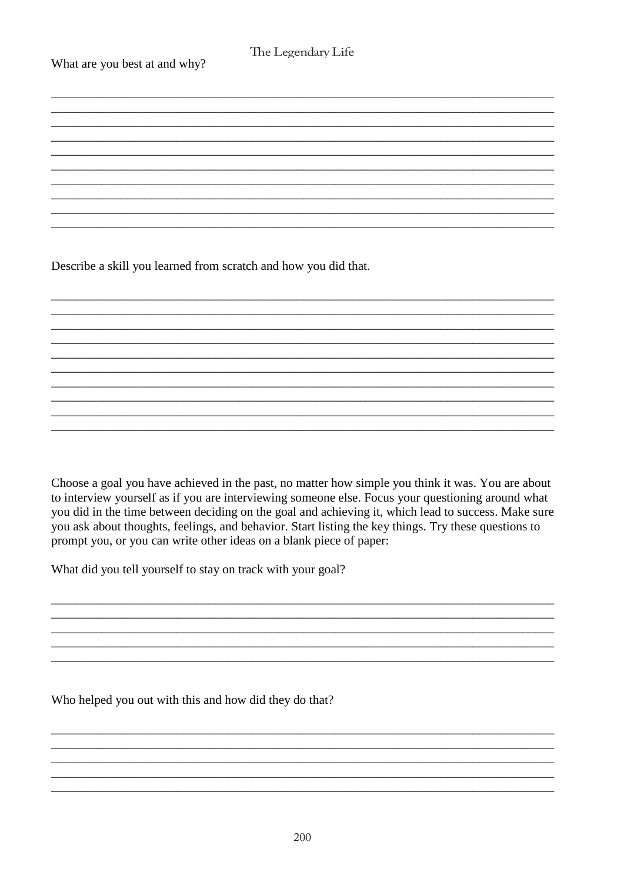What are you best at and why?

______________________________________________________________________________
______________________________________________________________________________
______________________________________________________________________________
______________________________________________________________________________
______________________________________________________________________________
______________________________________________________________________________
______________________________________________________________________________
______________________________________________________________________________
______________________________________________________________________________
______________________________________________________________________________

Describe a skill you learned from scratch and how you did that.

______________________________________________________________________________
______________________________________________________________________________
______________________________________________________________________________
______________________________________________________________________________
______________________________________________________________________________
______________________________________________________________________________
______________________________________________________________________________
______________________________________________________________________________
______________________________________________________________________________
______________________________________________________________________________

Choose a goal you have achieved in the past, no matter how simple you think it was. You are about to interview yourself as if you are interviewing someone else. Focus your questioning around what you did in the time between deciding on the goal and achieving it, which lead to success. Make sure you ask about thoughts, feelings, and behavior. Start listing the key things. Try these questions to prompt you, or you can write other ideas on a blank piece of paper:

What did you tell yourself to stay on track with your goal?

______________________________________________________________________________
______________________________________________________________________________
______________________________________________________________________________
______________________________________________________________________________
______________________________________________________________________________

Who helped you out with this and how did they do that?

______________________________________________________________________________
______________________________________________________________________________
______________________________________________________________________________
______________________________________________________________________________
______________________________________________________________________________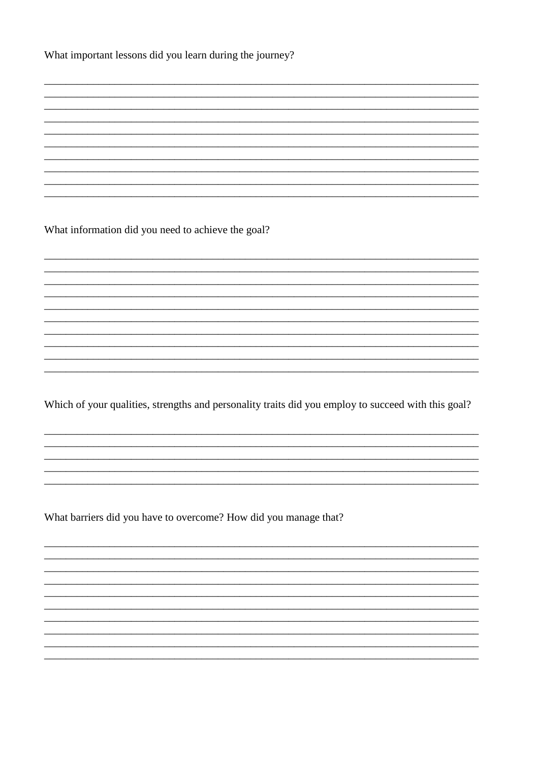What important lessons did you learn during the journey?

__________________________________________________________________________________
__________________________________________________________________________________
__________________________________________________________________________________
__________________________________________________________________________________
__________________________________________________________________________________
__________________________________________________________________________________
__________________________________________________________________________________
__________________________________________________________________________________
__________________________________________________________________________________
__________________________________________________________________________________

What information did you need to achieve the goal?

__________________________________________________________________________________
__________________________________________________________________________________
__________________________________________________________________________________
__________________________________________________________________________________
__________________________________________________________________________________
__________________________________________________________________________________
__________________________________________________________________________________
__________________________________________________________________________________
__________________________________________________________________________________
__________________________________________________________________________________

Which of your qualities, strengths and personality traits did you employ to succeed with this goal?

__________________________________________________________________________________
__________________________________________________________________________________
__________________________________________________________________________________
__________________________________________________________________________________
__________________________________________________________________________________

What barriers did you have to overcome? How did you manage that?

__________________________________________________________________________________
__________________________________________________________________________________
__________________________________________________________________________________
__________________________________________________________________________________
__________________________________________________________________________________
__________________________________________________________________________________
__________________________________________________________________________________
__________________________________________________________________________________
__________________________________________________________________________________
__________________________________________________________________________________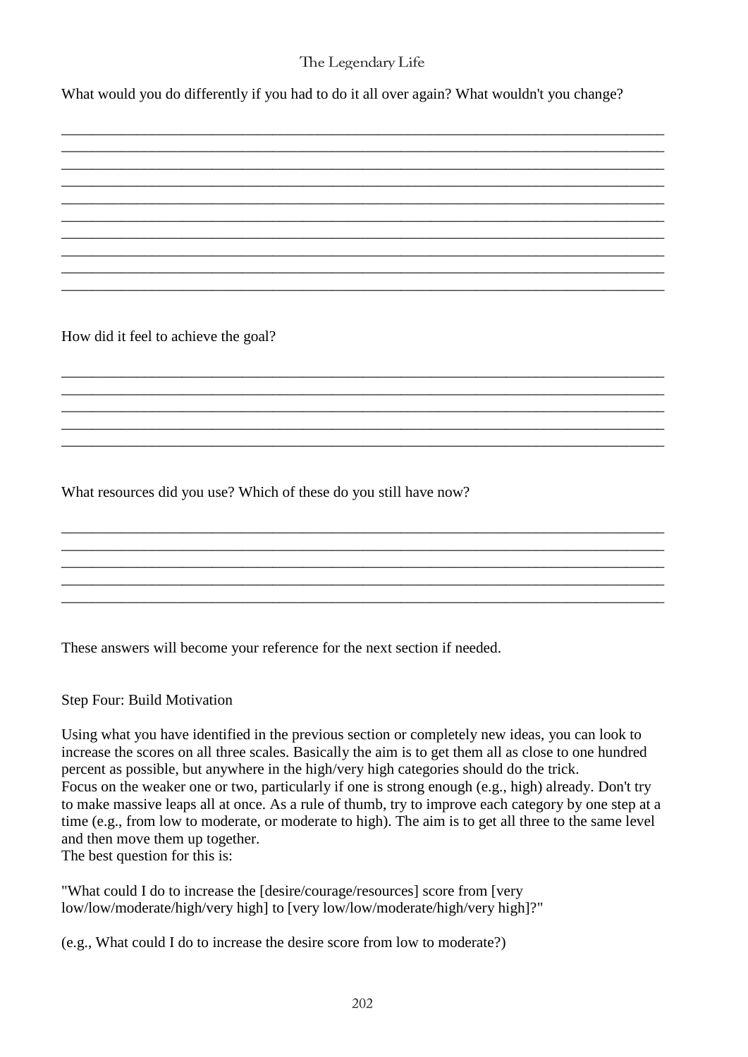What would you do differently if you had to do it all over again? What wouldn't you change?

______________________________________________________________________________
______________________________________________________________________________
______________________________________________________________________________
______________________________________________________________________________
______________________________________________________________________________
______________________________________________________________________________
______________________________________________________________________________
______________________________________________________________________________
______________________________________________________________________________
______________________________________________________________________________

How did it feel to achieve the goal?

______________________________________________________________________________
______________________________________________________________________________
______________________________________________________________________________
______________________________________________________________________________
______________________________________________________________________________

What resources did you use? Which of these do you still have now?

______________________________________________________________________________
______________________________________________________________________________
______________________________________________________________________________
______________________________________________________________________________
______________________________________________________________________________

These answers will become your reference for the next section if needed.

Step Four: Build Motivation

Using what you have identified in the previous section or completely new ideas, you can look to increase the scores on all three scales. Basically the aim is to get them all as close to one hundred percent as possible, but anywhere in the high/very high categories should do the trick.
Focus on the weaker one or two, particularly if one is strong enough (e.g., high) already. Don't try to make massive leaps all at once. As a rule of thumb, try to improve each category by one step at a time (e.g., from low to moderate, or moderate to high). The aim is to get all three to the same level and then move them up together.
The best question for this is:

"What could I do to increase the [desire/courage/resources] score from [very low/low/moderate/high/very high] to [very low/low/moderate/high/very high]?"

(e.g., What could I do to increase the desire score from low to moderate?)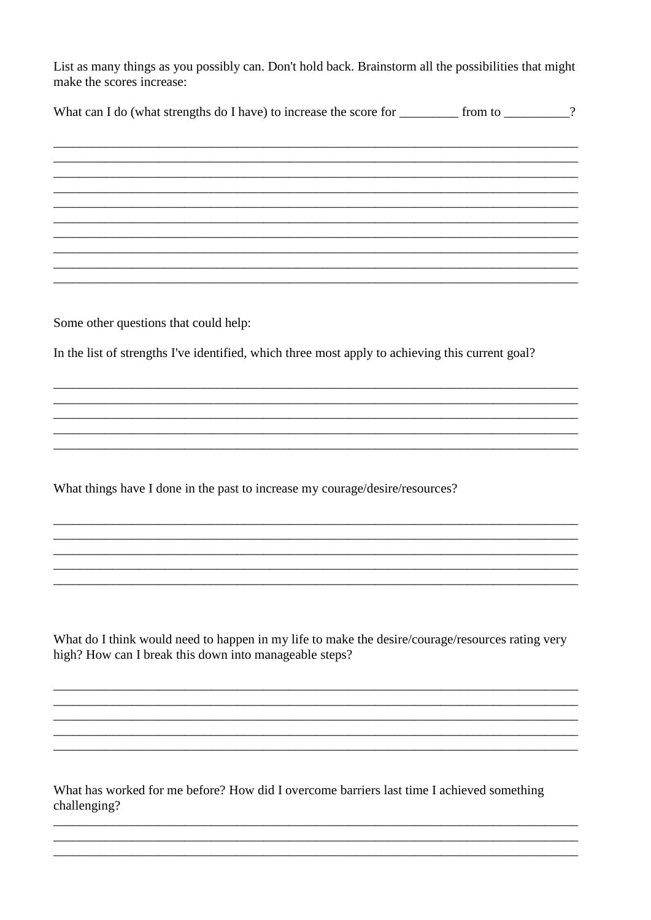List as many things as you possibly can. Don't hold back. Brainstorm all the possibilities that might make the scores increase:

What can I do (what strengths do I have) to increase the score for _________ from to __________?

_______________________________________________________________________________
_______________________________________________________________________________
_______________________________________________________________________________
_______________________________________________________________________________
_______________________________________________________________________________
_______________________________________________________________________________
_______________________________________________________________________________
_______________________________________________________________________________
_______________________________________________________________________________
_______________________________________________________________________________

Some other questions that could help:

In the list of strengths I've identified, which three most apply to achieving this current goal?

_______________________________________________________________________________
_______________________________________________________________________________
_______________________________________________________________________________
_______________________________________________________________________________
_______________________________________________________________________________

What things have I done in the past to increase my courage/desire/resources?

_______________________________________________________________________________
_______________________________________________________________________________
_______________________________________________________________________________
_______________________________________________________________________________
_______________________________________________________________________________

What do I think would need to happen in my life to make the desire/courage/resources rating very high? How can I break this down into manageable steps?

_______________________________________________________________________________
_______________________________________________________________________________
_______________________________________________________________________________
_______________________________________________________________________________
_______________________________________________________________________________

What has worked for me before? How did I overcome barriers last time I achieved something challenging?

_______________________________________________________________________________
_______________________________________________________________________________
_______________________________________________________________________________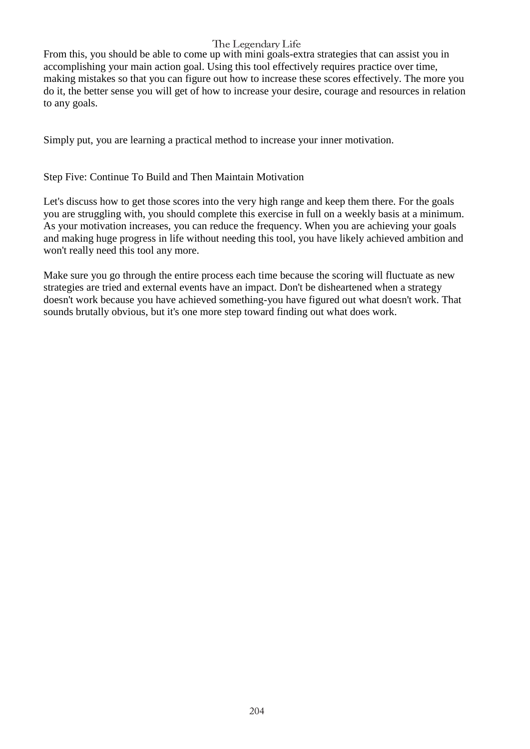From this, you should be able to come up with mini goals-extra strategies that can assist you in accomplishing your main action goal. Using this tool effectively requires practice over time, making mistakes so that you can figure out how to increase these scores effectively. The more you do it, the better sense you will get of how to increase your desire, courage and resources in relation to any goals.

Simply put, you are learning a practical method to increase your inner motivation.

## Step Five: Continue To Build and Then Maintain Motivation

Let's discuss how to get those scores into the very high range and keep them there. For the goals you are struggling with, you should complete this exercise in full on a weekly basis at a minimum. As your motivation increases, you can reduce the frequency. When you are achieving your goals and making huge progress in life without needing this tool, you have likely achieved ambition and won't really need this tool any more.

Make sure you go through the entire process each time because the scoring will fluctuate as new strategies are tried and external events have an impact. Don't be disheartened when a strategy doesn't work because you have achieved something-you have figured out what doesn't work. That sounds brutally obvious, but it's one more step toward finding out what does work.